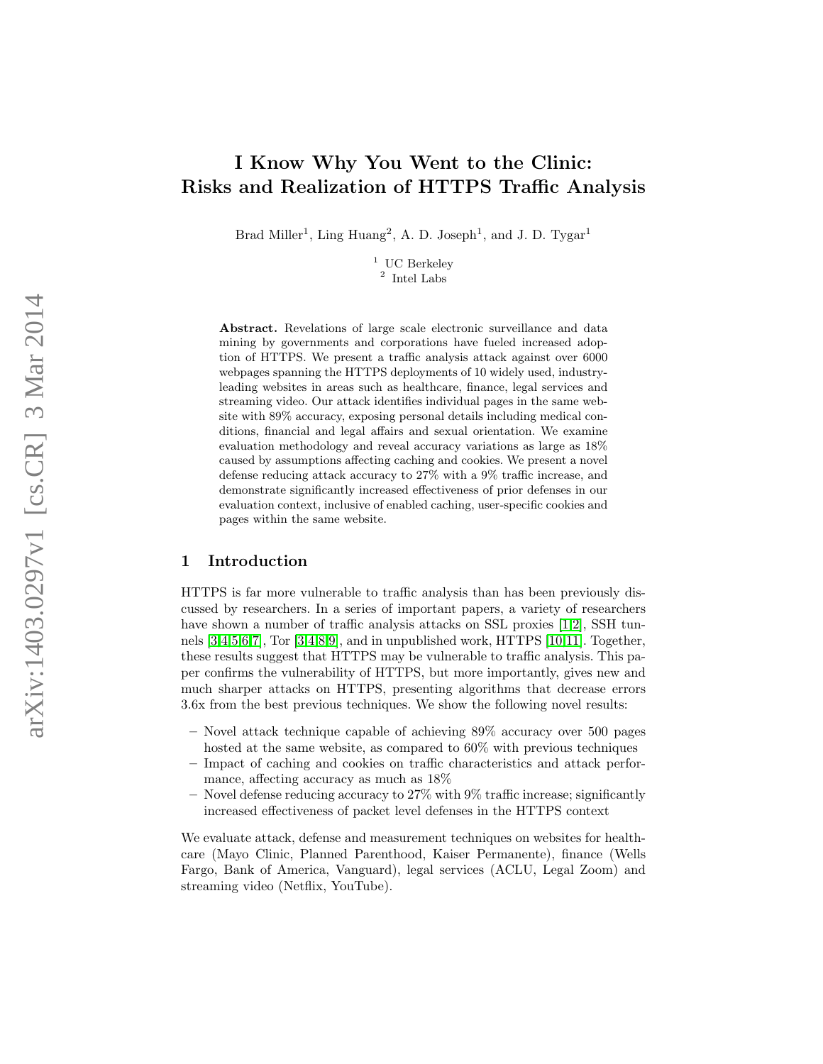# I Know Why You Went to the Clinic: Risks and Realization of HTTPS Traffic Analysis

Brad Miller[1], Ling Huang[2], A. D. Joseph[1], and J. D. Tygar[1]

[1] UC Berkeley
[2] Intel Labs

**Abstract.** Revelations of large scale electronic surveillance and data mining by governments and corporations have fueled increased adoption of HTTPS. We present a traffic analysis attack against over 6000 webpages spanning the HTTPS deployments of 10 widely used, industry-leading websites in areas such as healthcare, finance, legal services and streaming video. Our attack identifies individual pages in the same website with 89% accuracy, exposing personal details including medical conditions, financial and legal affairs and sexual orientation. We examine evaluation methodology and reveal accuracy variations as large as 18% caused by assumptions affecting caching and cookies. We present a novel defense reducing attack accuracy to 27% with a 9% traffic increase, and demonstrate significantly increased effectiveness of prior defenses in our evaluation context, inclusive of enabled caching, user-specific cookies and pages within the same website.

## 1 Introduction

HTTPS is far more vulnerable to traffic analysis than has been previously discussed by researchers. In a series of important papers, a variety of researchers have shown a number of traffic analysis attacks on SSL proxies [1,2], SSH tunnels [3,4,5,6,7], Tor [3,4,8,9], and in unpublished work, HTTPS [10,11]. Together, these results suggest that HTTPS may be vulnerable to traffic analysis. This paper confirms the vulnerability of HTTPS, but more importantly, gives new and much sharper attacks on HTTPS, presenting algorithms that decrease errors 3.6x from the best previous techniques. We show the following novel results:

- Novel attack technique capable of achieving 89% accuracy over 500 pages hosted at the same website, as compared to 60% with previous techniques
- Impact of caching and cookies on traffic characteristics and attack performance, affecting accuracy as much as 18%
- Novel defense reducing accuracy to 27% with 9% traffic increase; significantly increased effectiveness of packet level defenses in the HTTPS context

We evaluate attack, defense and measurement techniques on websites for healthcare (Mayo Clinic, Planned Parenthood, Kaiser Permanente), finance (Wells Fargo, Bank of America, Vanguard), legal services (ACLU, Legal Zoom) and streaming video (Netflix, YouTube).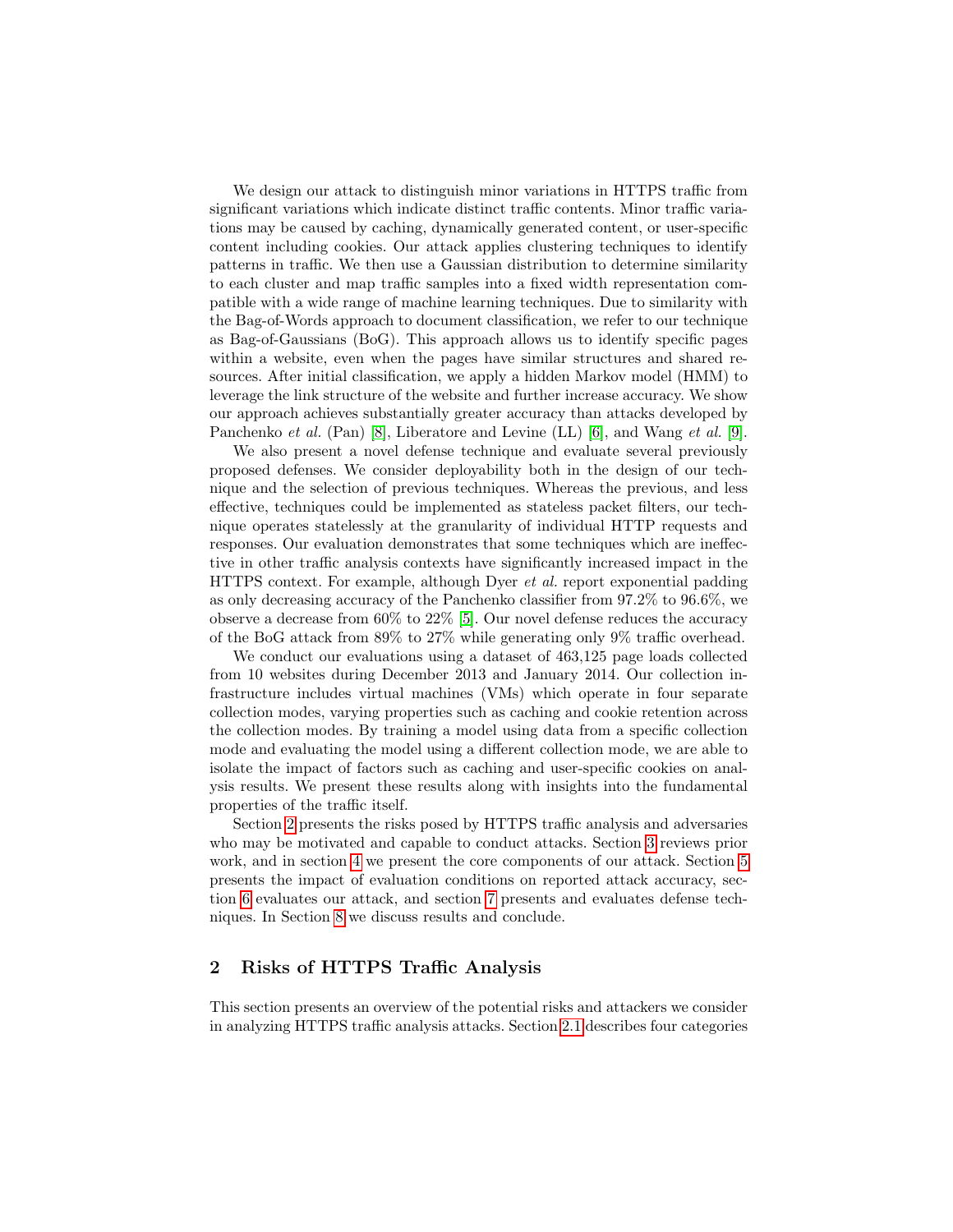We design our attack to distinguish minor variations in HTTPS traffic from significant variations which indicate distinct traffic contents. Minor traffic variations may be caused by caching, dynamically generated content, or user-specific content including cookies. Our attack applies clustering techniques to identify patterns in traffic. We then use a Gaussian distribution to determine similarity to each cluster and map traffic samples into a fixed width representation compatible with a wide range of machine learning techniques. Due to similarity with the Bag-of-Words approach to document classification, we refer to our technique as Bag-of-Gaussians (BoG). This approach allows us to identify specific pages within a website, even when the pages have similar structures and shared resources. After initial classification, we apply a hidden Markov model (HMM) to leverage the link structure of the website and further increase accuracy. We show our approach achieves substantially greater accuracy than attacks developed by Panchenko *et al.* (Pan) [8], Liberatore and Levine (LL) [6], and Wang *et al.* [9].

We also present a novel defense technique and evaluate several previously proposed defenses. We consider deployability both in the design of our technique and the selection of previous techniques. Whereas the previous, and less effective, techniques could be implemented as stateless packet filters, our technique operates statelessly at the granularity of individual HTTP requests and responses. Our evaluation demonstrates that some techniques which are ineffective in other traffic analysis contexts have significantly increased impact in the HTTPS context. For example, although Dyer *et al.* report exponential padding as only decreasing accuracy of the Panchenko classifier from 97.2% to 96.6%, we observe a decrease from 60% to 22% [5]. Our novel defense reduces the accuracy of the BoG attack from 89% to 27% while generating only 9% traffic overhead.

We conduct our evaluations using a dataset of 463,125 page loads collected from 10 websites during December 2013 and January 2014. Our collection infrastructure includes virtual machines (VMs) which operate in four separate collection modes, varying properties such as caching and cookie retention across the collection modes. By training a model using data from a specific collection mode and evaluating the model using a different collection mode, we are able to isolate the impact of factors such as caching and user-specific cookies on analysis results. We present these results along with insights into the fundamental properties of the traffic itself.

Section 2 presents the risks posed by HTTPS traffic analysis and adversaries who may be motivated and capable to conduct attacks. Section 3 reviews prior work, and in section 4 we present the core components of our attack. Section 5 presents the impact of evaluation conditions on reported attack accuracy, section 6 evaluates our attack, and section 7 presents and evaluates defense techniques. In Section 8 we discuss results and conclude.

## 2 Risks of HTTPS Traffic Analysis

This section presents an overview of the potential risks and attackers we consider in analyzing HTTPS traffic analysis attacks. Section 2.1 describes four categories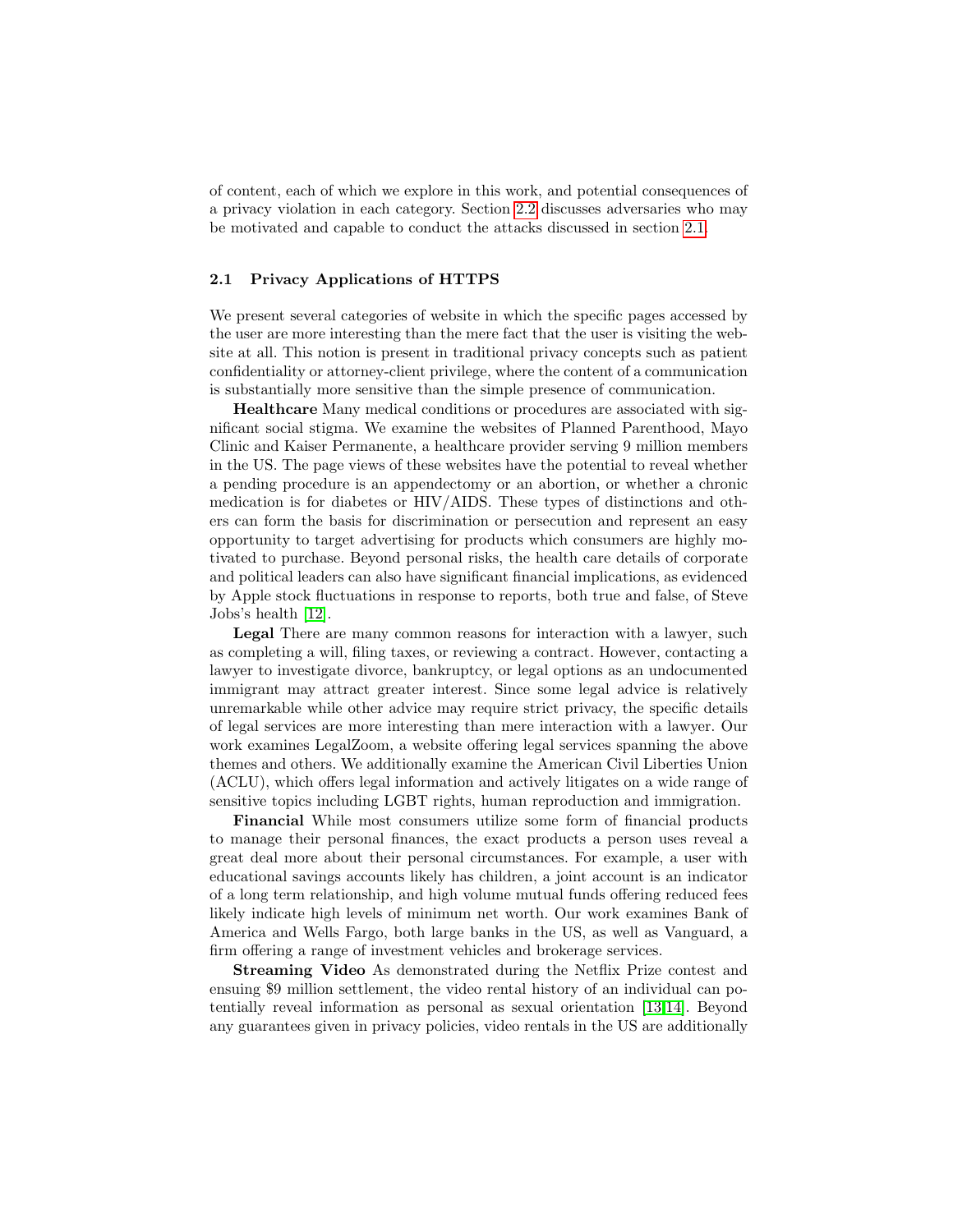of content, each of which we explore in this work, and potential consequences of a privacy violation in each category. Section 2.2 discusses adversaries who may be motivated and capable to conduct the attacks discussed in section 2.1.

### 2.1 Privacy Applications of HTTPS

We present several categories of website in which the specific pages accessed by the user are more interesting than the mere fact that the user is visiting the website at all. This notion is present in traditional privacy concepts such as patient confidentiality or attorney-client privilege, where the content of a communication is substantially more sensitive than the simple presence of communication.

**Healthcare** Many medical conditions or procedures are associated with significant social stigma. We examine the websites of Planned Parenthood, Mayo Clinic and Kaiser Permanente, a healthcare provider serving 9 million members in the US. The page views of these websites have the potential to reveal whether a pending procedure is an appendectomy or an abortion, or whether a chronic medication is for diabetes or HIV/AIDS. These types of distinctions and others can form the basis for discrimination or persecution and represent an easy opportunity to target advertising for products which consumers are highly motivated to purchase. Beyond personal risks, the health care details of corporate and political leaders can also have significant financial implications, as evidenced by Apple stock fluctuations in response to reports, both true and false, of Steve Jobs's health [12].

**Legal** There are many common reasons for interaction with a lawyer, such as completing a will, filing taxes, or reviewing a contract. However, contacting a lawyer to investigate divorce, bankruptcy, or legal options as an undocumented immigrant may attract greater interest. Since some legal advice is relatively unremarkable while other advice may require strict privacy, the specific details of legal services are more interesting than mere interaction with a lawyer. Our work examines LegalZoom, a website offering legal services spanning the above themes and others. We additionally examine the American Civil Liberties Union (ACLU), which offers legal information and actively litigates on a wide range of sensitive topics including LGBT rights, human reproduction and immigration.

**Financial** While most consumers utilize some form of financial products to manage their personal finances, the exact products a person uses reveal a great deal more about their personal circumstances. For example, a user with educational savings accounts likely has children, a joint account is an indicator of a long term relationship, and high volume mutual funds offering reduced fees likely indicate high levels of minimum net worth. Our work examines Bank of America and Wells Fargo, both large banks in the US, as well as Vanguard, a firm offering a range of investment vehicles and brokerage services.

**Streaming Video** As demonstrated during the Netflix Prize contest and ensuing $9 million settlement, the video rental history of an individual can potentially reveal information as personal as sexual orientation [13,14]. Beyond any guarantees given in privacy policies, video rentals in the US are additionally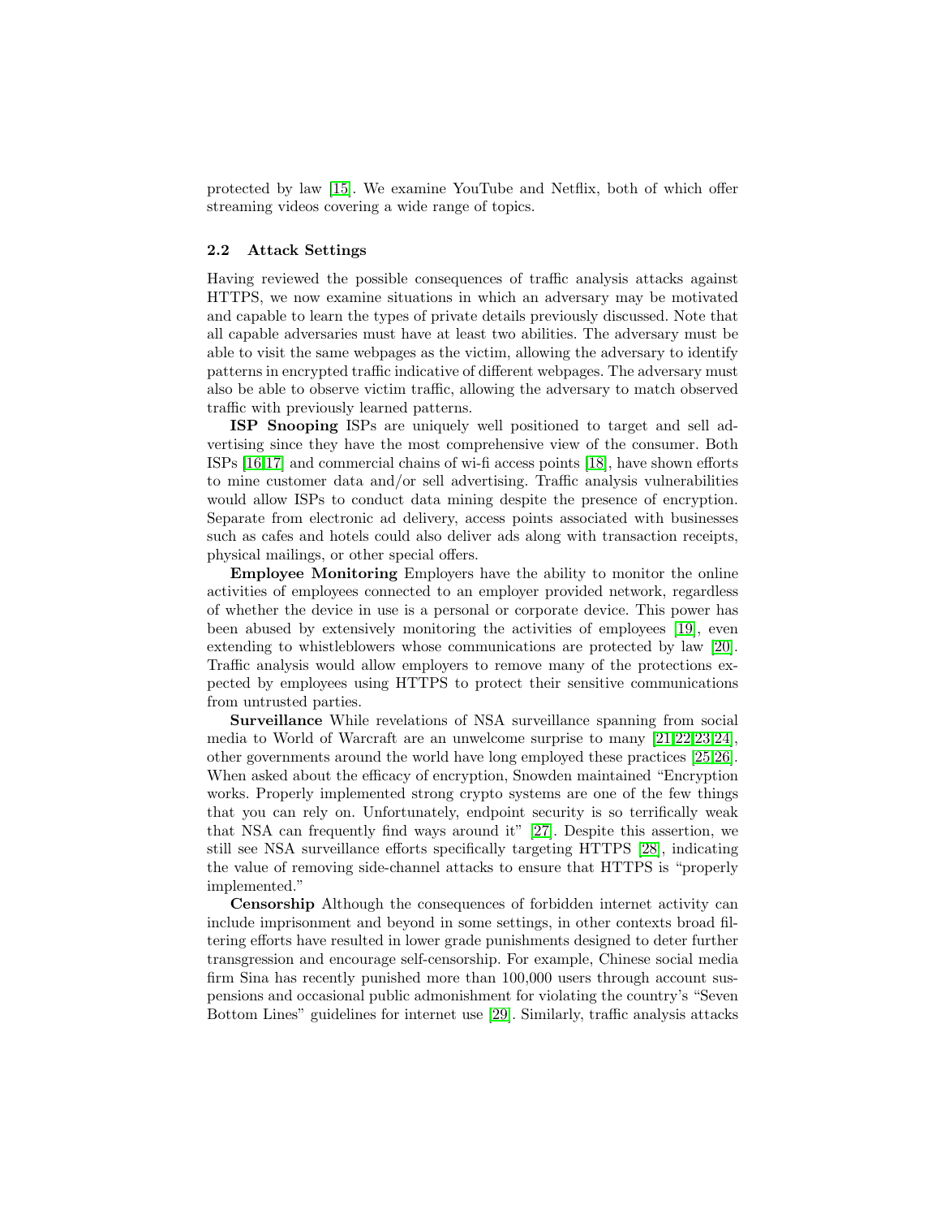protected by law [15]. We examine YouTube and Netflix, both of which offer streaming videos covering a wide range of topics.

### 2.2 Attack Settings

Having reviewed the possible consequences of traffic analysis attacks against HTTPS, we now examine situations in which an adversary may be motivated and capable to learn the types of private details previously discussed. Note that all capable adversaries must have at least two abilities. The adversary must be able to visit the same webpages as the victim, allowing the adversary to identify patterns in encrypted traffic indicative of different webpages. The adversary must also be able to observe victim traffic, allowing the adversary to match observed traffic with previously learned patterns.

**ISP Snooping** ISPs are uniquely well positioned to target and sell advertising since they have the most comprehensive view of the consumer. Both ISPs [16,17] and commercial chains of wi-fi access points [18], have shown efforts to mine customer data and/or sell advertising. Traffic analysis vulnerabilities would allow ISPs to conduct data mining despite the presence of encryption. Separate from electronic ad delivery, access points associated with businesses such as cafes and hotels could also deliver ads along with transaction receipts, physical mailings, or other special offers.

**Employee Monitoring** Employers have the ability to monitor the online activities of employees connected to an employer provided network, regardless of whether the device in use is a personal or corporate device. This power has been abused by extensively monitoring the activities of employees [19], even extending to whistleblowers whose communications are protected by law [20]. Traffic analysis would allow employers to remove many of the protections expected by employees using HTTPS to protect their sensitive communications from untrusted parties.

**Surveillance** While revelations of NSA surveillance spanning from social media to World of Warcraft are an unwelcome surprise to many [21,22,23,24], other governments around the world have long employed these practices [25,26]. When asked about the efficacy of encryption, Snowden maintained "Encryption works. Properly implemented strong crypto systems are one of the few things that you can rely on. Unfortunately, endpoint security is so terrifically weak that NSA can frequently find ways around it" [27]. Despite this assertion, we still see NSA surveillance efforts specifically targeting HTTPS [28], indicating the value of removing side-channel attacks to ensure that HTTPS is "properly implemented."

**Censorship** Although the consequences of forbidden internet activity can include imprisonment and beyond in some settings, in other contexts broad filtering efforts have resulted in lower grade punishments designed to deter further transgression and encourage self-censorship. For example, Chinese social media firm Sina has recently punished more than 100,000 users through account suspensions and occasional public admonishment for violating the country's "Seven Bottom Lines" guidelines for internet use [29]. Similarly, traffic analysis attacks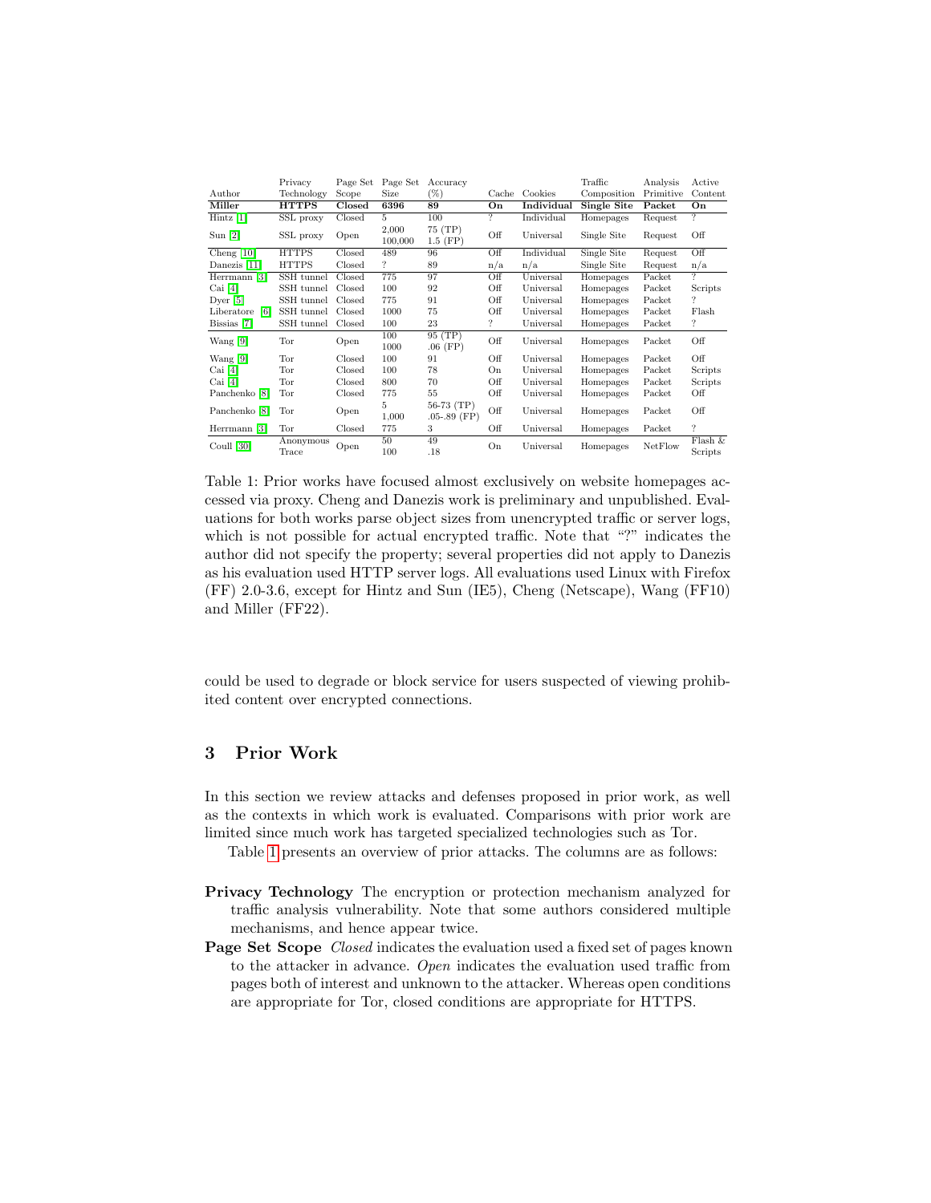| Author | Privacy Technology | Page Set Scope | Page Set Size | Accuracy (%) | Cache | Cookies | Traffic Composition | Analysis Primitive | Active Content |
|---|---|---|---|---|---|---|---|---|---|
| **Miller** | **HTTPS** | **Closed** | **6396** | **89** | **On** | **Individual** | **Single Site** | **Packet** | **On** |
| Hintz [1] | SSL proxy | Closed | 5 | 100 | ? | Individual | Homepages | Request | ? |
| Sun [2] | SSL proxy | Open | 2,000<br>100,000 | 75 (TP)<br>1.5 (FP) | Off | Universal | Single Site | Request | Off |
| Cheng [10] | HTTPS | Closed | 489 | 96 | Off | Individual | Single Site | Request | Off |
| Danezis [11] | HTTPS | Closed | ? | 89 | n/a | n/a | Single Site | Request | n/a |
| Herrmann [3] | SSH tunnel | Closed | 775 | 97 | Off | Universal | Homepages | Packet | ? |
| Cai [4] | SSH tunnel | Closed | 100 | 92 | Off | Universal | Homepages | Packet | Scripts |
| Dyer [5] | SSH tunnel | Closed | 775 | 91 | Off | Universal | Homepages | Packet | ? |
| Liberatore [6] | SSH tunnel | Closed | 1000 | 75 | Off | Universal | Homepages | Packet | Flash |
| Bissias [7] | SSH tunnel | Closed | 100 | 23 | ? | Universal | Homepages | Packet | ? |
| Wang [9] | Tor | Open | 100<br>1000 | 95 (TP)<br>.06 (FP) | Off | Universal | Homepages | Packet | Off |
| Wang [9] | Tor | Closed | 100 | 91 | Off | Universal | Homepages | Packet | Off |
| Cai [4] | Tor | Closed | 100 | 78 | On | Universal | Homepages | Packet | Scripts |
| Cai [4] | Tor | Closed | 800 | 70 | Off | Universal | Homepages | Packet | Scripts |
| Panchenko [8] | Tor | Closed | 775 | 55 | Off | Universal | Homepages | Packet | Off |
| Panchenko [8] | Tor | Open | 5<br>1,000 | 56-73 (TP)<br>.05-.89 (FP) | Off | Universal | Homepages | Packet | Off |
| Herrmann [3] | Tor | Closed | 775 | 3 | Off | Universal | Homepages | Packet | ? |
| Coull [30] | Anonymous Trace | Open | 50<br>100 | 49<br>.18 | On | Universal | Homepages | NetFlow | Flash & Scripts |

Table 1: Prior works have focused almost exclusively on website homepages accessed via proxy. Cheng and Danezis work is preliminary and unpublished. Evaluations for both works parse object sizes from unencrypted traffic or server logs, which is not possible for actual encrypted traffic. Note that "?" indicates the author did not specify the property; several properties did not apply to Danezis as his evaluation used HTTP server logs. All evaluations used Linux with Firefox (FF) 2.0-3.6, except for Hintz and Sun (IE5), Cheng (Netscape), Wang (FF10) and Miller (FF22).

could be used to degrade or block service for users suspected of viewing prohibited content over encrypted connections.

## 3 Prior Work

In this section we review attacks and defenses proposed in prior work, as well as the contexts in which work is evaluated. Comparisons with prior work are limited since much work has targeted specialized technologies such as Tor.

Table 1 presents an overview of prior attacks. The columns are as follows:

**Privacy Technology** The encryption or protection mechanism analyzed for traffic analysis vulnerability. Note that some authors considered multiple mechanisms, and hence appear twice.

**Page Set Scope** *Closed* indicates the evaluation used a fixed set of pages known to the attacker in advance. *Open* indicates the evaluation used traffic from pages both of interest and unknown to the attacker. Whereas open conditions are appropriate for Tor, closed conditions are appropriate for HTTPS.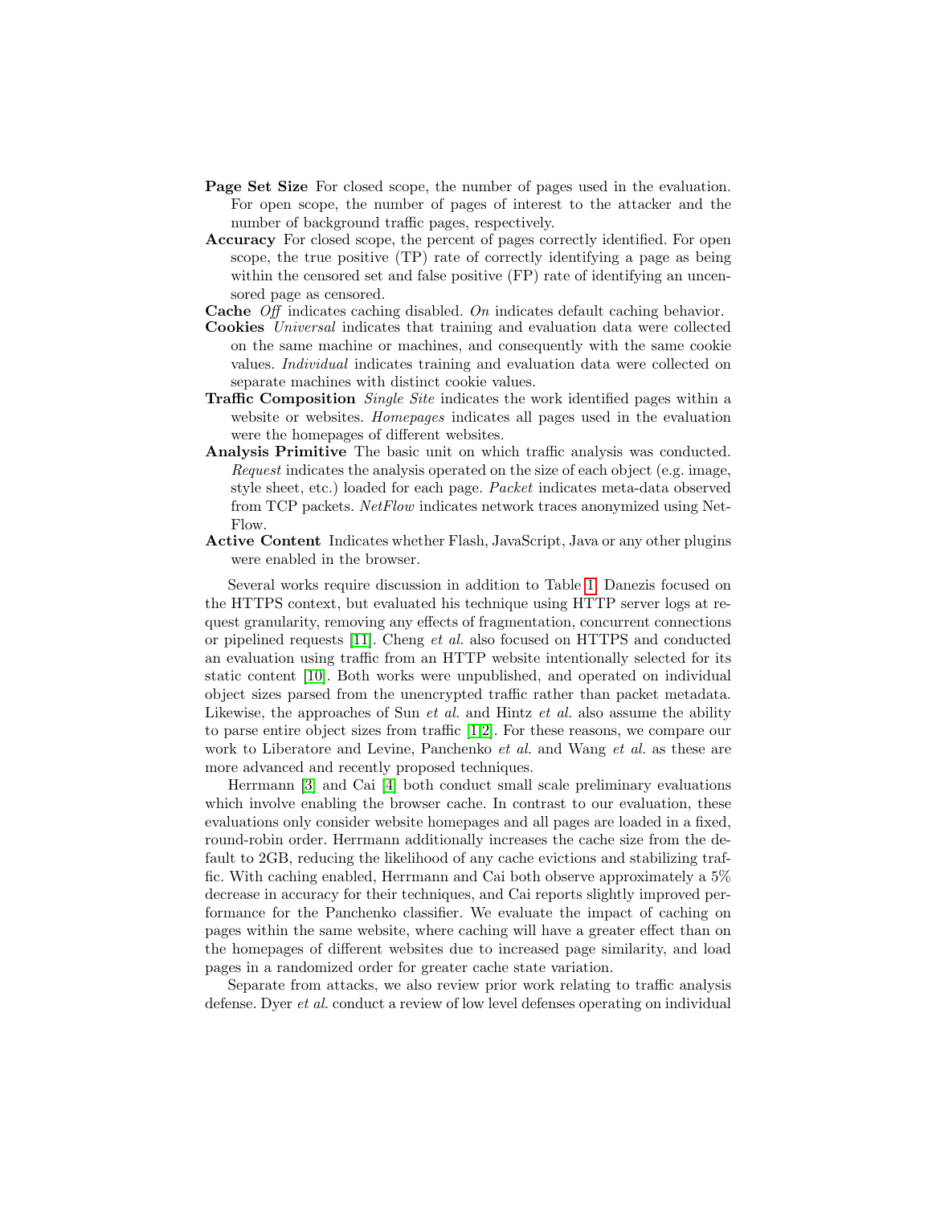**Page Set Size** For closed scope, the number of pages used in the evaluation. For open scope, the number of pages of interest to the attacker and the number of background traffic pages, respectively.

**Accuracy** For closed scope, the percent of pages correctly identified. For open scope, the true positive (TP) rate of correctly identifying a page as being within the censored set and false positive (FP) rate of identifying an uncensored page as censored.

**Cache** *Off* indicates caching disabled. *On* indicates default caching behavior.

**Cookies** *Universal* indicates that training and evaluation data were collected on the same machine or machines, and consequently with the same cookie values. *Individual* indicates training and evaluation data were collected on separate machines with distinct cookie values.

**Traffic Composition** *Single Site* indicates the work identified pages within a website or websites. *Homepages* indicates all pages used in the evaluation were the homepages of different websites.

**Analysis Primitive** The basic unit on which traffic analysis was conducted. *Request* indicates the analysis operated on the size of each object (e.g. image, style sheet, etc.) loaded for each page. *Packet* indicates meta-data observed from TCP packets. *NetFlow* indicates network traces anonymized using NetFlow.

**Active Content** Indicates whether Flash, JavaScript, Java or any other plugins were enabled in the browser.

Several works require discussion in addition to Table 1. Danezis focused on the HTTPS context, but evaluated his technique using HTTP server logs at request granularity, removing any effects of fragmentation, concurrent connections or pipelined requests [11]. Cheng *et al.* also focused on HTTPS and conducted an evaluation using traffic from an HTTP website intentionally selected for its static content [10]. Both works were unpublished, and operated on individual object sizes parsed from the unencrypted traffic rather than packet metadata. Likewise, the approaches of Sun *et al.* and Hintz *et al.* also assume the ability to parse entire object sizes from traffic [1,2]. For these reasons, we compare our work to Liberatore and Levine, Panchenko *et al.* and Wang *et al.* as these are more advanced and recently proposed techniques.

Herrmann [3] and Cai [4] both conduct small scale preliminary evaluations which involve enabling the browser cache. In contrast to our evaluation, these evaluations only consider website homepages and all pages are loaded in a fixed, round-robin order. Herrmann additionally increases the cache size from the default to 2GB, reducing the likelihood of any cache evictions and stabilizing traffic. With caching enabled, Herrmann and Cai both observe approximately a 5% decrease in accuracy for their techniques, and Cai reports slightly improved performance for the Panchenko classifier. We evaluate the impact of caching on pages within the same website, where caching will have a greater effect than on the homepages of different websites due to increased page similarity, and load pages in a randomized order for greater cache state variation.

Separate from attacks, we also review prior work relating to traffic analysis defense. Dyer *et al.* conduct a review of low level defenses operating on individual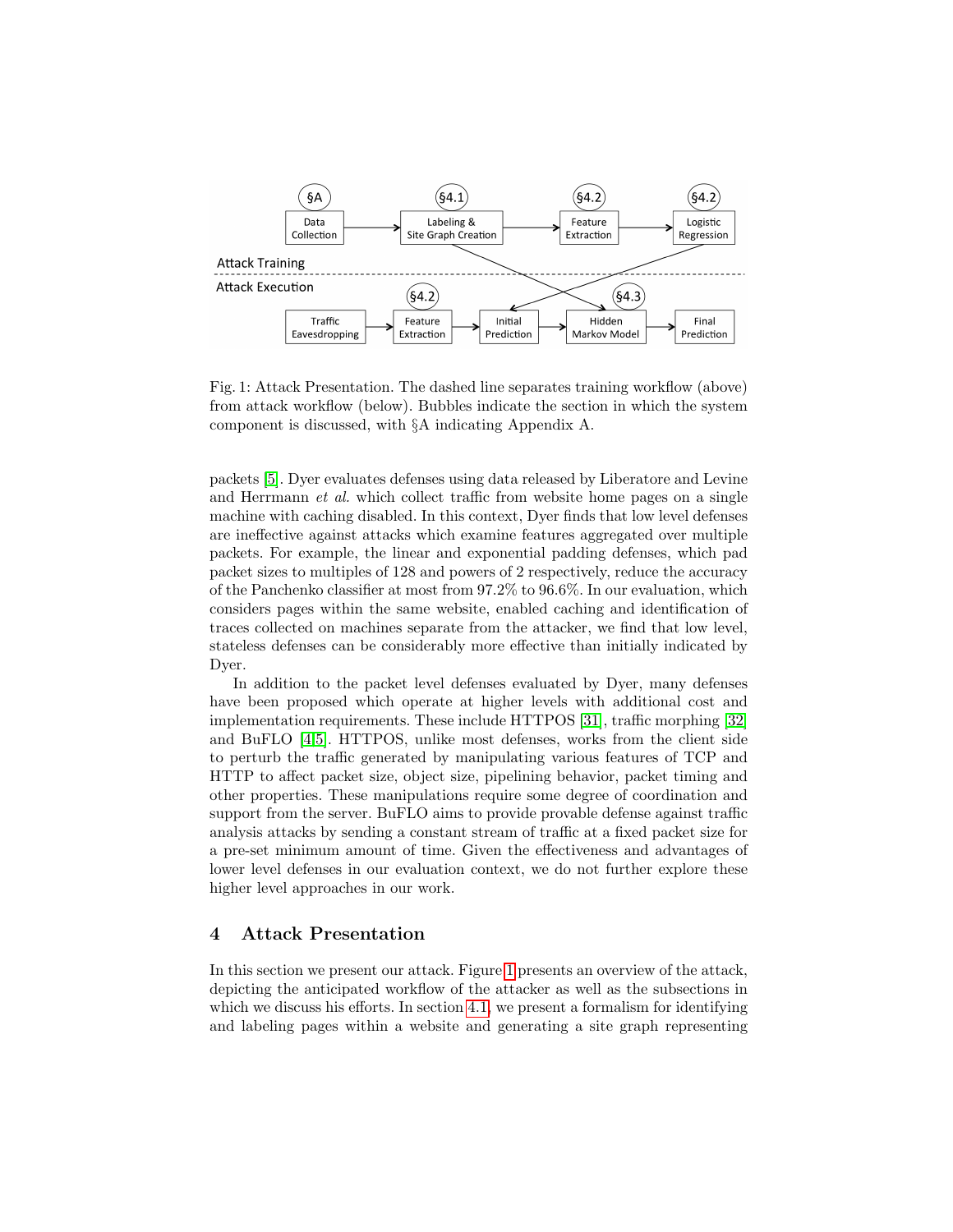Fig. 1: Attack Presentation. The dashed line separates training workflow (above) from attack workflow (below). Bubbles indicate the section in which the system component is discussed, with §A indicating Appendix A.

packets [5]. Dyer evaluates defenses using data released by Liberatore and Levine and Herrmann *et al.* which collect traffic from website home pages on a single machine with caching disabled. In this context, Dyer finds that low level defenses are ineffective against attacks which examine features aggregated over multiple packets. For example, the linear and exponential padding defenses, which pad packet sizes to multiples of 128 and powers of 2 respectively, reduce the accuracy of the Panchenko classifier at most from 97.2% to 96.6%. In our evaluation, which considers pages within the same website, enabled caching and identification of traces collected on machines separate from the attacker, we find that low level, stateless defenses can be considerably more effective than initially indicated by Dyer.

In addition to the packet level defenses evaluated by Dyer, many defenses have been proposed which operate at higher levels with additional cost and implementation requirements. These include HTTPOS [31], traffic morphing [32] and BuFLO [4,5]. HTTPOS, unlike most defenses, works from the client side to perturb the traffic generated by manipulating various features of TCP and HTTP to affect packet size, object size, pipelining behavior, packet timing and other properties. These manipulations require some degree of coordination and support from the server. BuFLO aims to provide provable defense against traffic analysis attacks by sending a constant stream of traffic at a fixed packet size for a pre-set minimum amount of time. Given the effectiveness and advantages of lower level defenses in our evaluation context, we do not further explore these higher level approaches in our work.

## 4 Attack Presentation

In this section we present our attack. Figure 1 presents an overview of the attack, depicting the anticipated workflow of the attacker as well as the subsections in which we discuss his efforts. In section 4.1, we present a formalism for identifying and labeling pages within a website and generating a site graph representing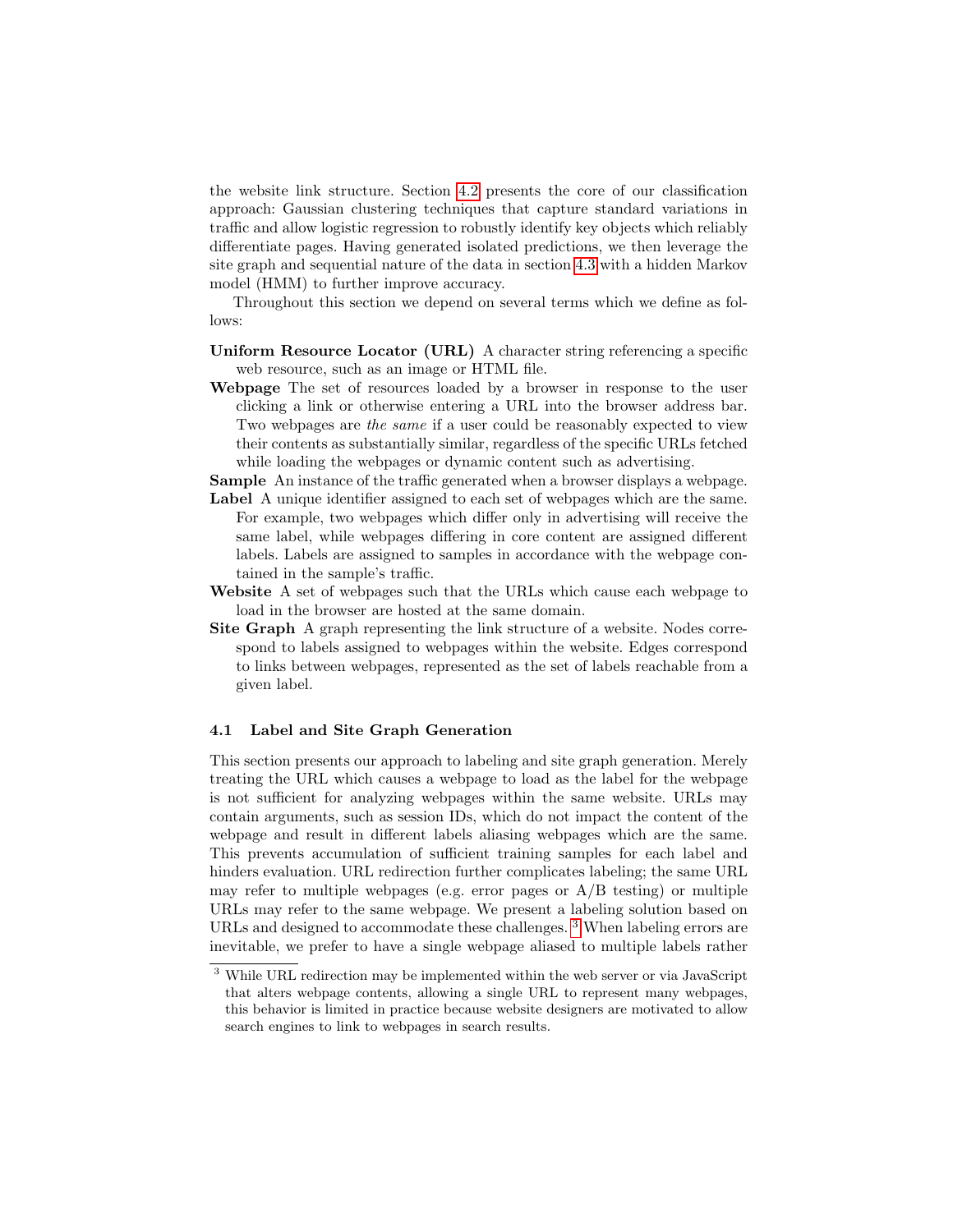the website link structure. Section 4.2 presents the core of our classification approach: Gaussian clustering techniques that capture standard variations in traffic and allow logistic regression to robustly identify key objects which reliably differentiate pages. Having generated isolated predictions, we then leverage the site graph and sequential nature of the data in section 4.3 with a hidden Markov model (HMM) to further improve accuracy.

Throughout this section we depend on several terms which we define as follows:

**Uniform Resource Locator (URL)** A character string referencing a specific web resource, such as an image or HTML file.

**Webpage** The set of resources loaded by a browser in response to the user clicking a link or otherwise entering a URL into the browser address bar. Two webpages are *the same* if a user could be reasonably expected to view their contents as substantially similar, regardless of the specific URLs fetched while loading the webpages or dynamic content such as advertising.

**Sample** An instance of the traffic generated when a browser displays a webpage.

**Label** A unique identifier assigned to each set of webpages which are the same. For example, two webpages which differ only in advertising will receive the same label, while webpages differing in core content are assigned different labels. Labels are assigned to samples in accordance with the webpage contained in the sample's traffic.

**Website** A set of webpages such that the URLs which cause each webpage to load in the browser are hosted at the same domain.

**Site Graph** A graph representing the link structure of a website. Nodes correspond to labels assigned to webpages within the website. Edges correspond to links between webpages, represented as the set of labels reachable from a given label.

### 4.1 Label and Site Graph Generation

This section presents our approach to labeling and site graph generation. Merely treating the URL which causes a webpage to load as the label for the webpage is not sufficient for analyzing webpages within the same website. URLs may contain arguments, such as session IDs, which do not impact the content of the webpage and result in different labels aliasing webpages which are the same. This prevents accumulation of sufficient training samples for each label and hinders evaluation. URL redirection further complicates labeling; the same URL may refer to multiple webpages (e.g. error pages or A/B testing) or multiple URLs may refer to the same webpage. We present a labeling solution based on URLs and designed to accommodate these challenges. [3] When labeling errors are inevitable, we prefer to have a single webpage aliased to multiple labels rather

[3] While URL redirection may be implemented within the web server or via JavaScript that alters webpage contents, allowing a single URL to represent many webpages, this behavior is limited in practice because website designers are motivated to allow search engines to link to webpages in search results.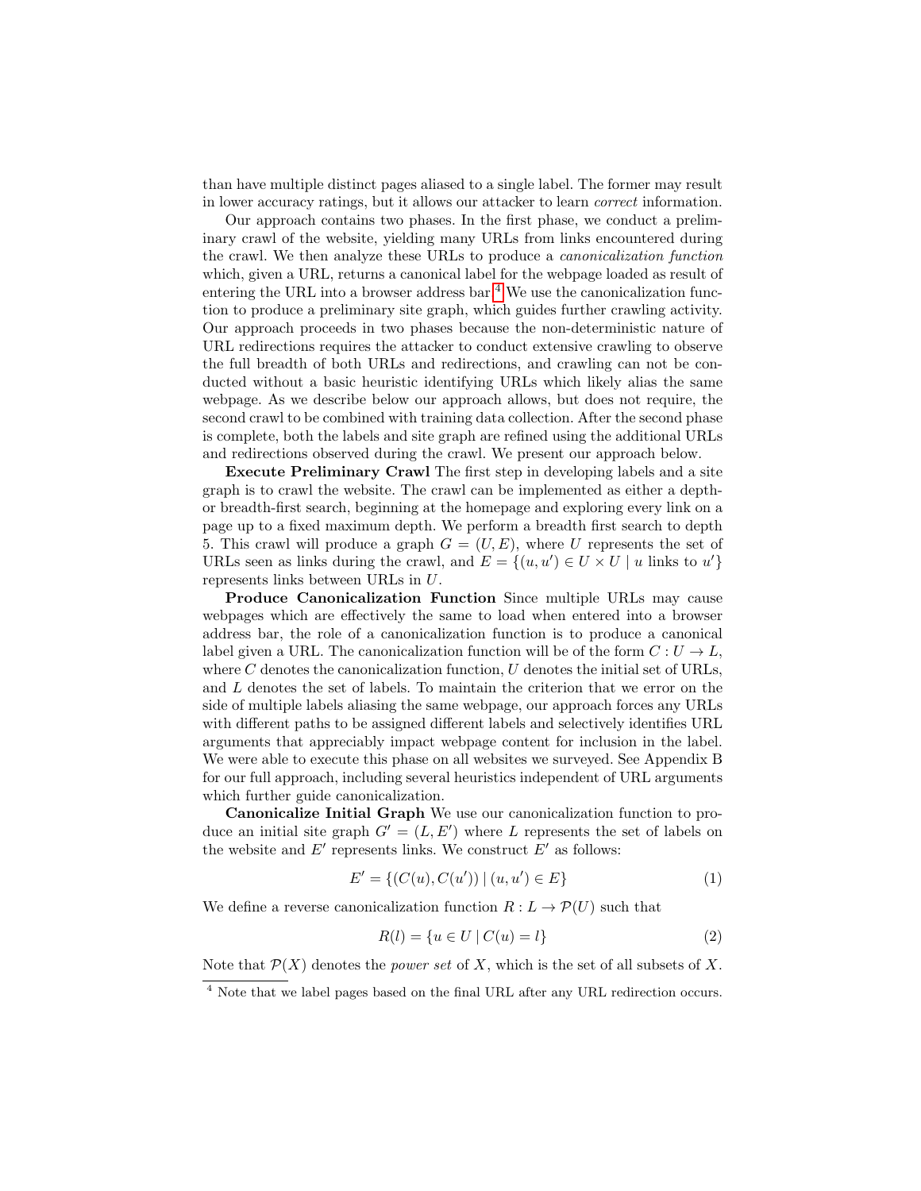than have multiple distinct pages aliased to a single label. The former may result in lower accuracy ratings, but it allows our attacker to learn *correct* information.

Our approach contains two phases. In the first phase, we conduct a preliminary crawl of the website, yielding many URLs from links encountered during the crawl. We then analyze these URLs to produce a *canonicalization function* which, given a URL, returns a canonical label for the webpage loaded as result of entering the URL into a browser address bar.[4] We use the canonicalization function to produce a preliminary site graph, which guides further crawling activity. Our approach proceeds in two phases because the non-deterministic nature of URL redirections requires the attacker to conduct extensive crawling to observe the full breadth of both URLs and redirections, and crawling can not be conducted without a basic heuristic identifying URLs which likely alias the same webpage. As we describe below our approach allows, but does not require, the second crawl to be combined with training data collection. After the second phase is complete, both the labels and site graph are refined using the additional URLs and redirections observed during the crawl. We present our approach below.

**Execute Preliminary Crawl** The first step in developing labels and a site graph is to crawl the website. The crawl can be implemented as either a depth- or breadth-first search, beginning at the homepage and exploring every link on a page up to a fixed maximum depth. We perform a breadth first search to depth 5. This crawl will produce a graph $G = (U, E)$, where $U$ represents the set of URLs seen as links during the crawl, and $E = \{(u, u') \in U \times U \mid u \text{ links to } u'\}$ represents links between URLs in $U$.

**Produce Canonicalization Function** Since multiple URLs may cause webpages which are effectively the same to load when entered into a browser address bar, the role of a canonicalization function is to produce a canonical label given a URL. The canonicalization function will be of the form $C : U \rightarrow L$, where $C$ denotes the canonicalization function, $U$ denotes the initial set of URLs, and $L$ denotes the set of labels. To maintain the criterion that we error on the side of multiple labels aliasing the same webpage, our approach forces any URLs with different paths to be assigned different labels and selectively identifies URL arguments that appreciably impact webpage content for inclusion in the label. We were able to execute this phase on all websites we surveyed. See Appendix B for our full approach, including several heuristics independent of URL arguments which further guide canonicalization.

**Canonicalize Initial Graph** We use our canonicalization function to produce an initial site graph $G' = (L, E')$ where $L$ represents the set of labels on the website and $E'$ represents links. We construct $E'$ as follows:

$$E' = \{(C(u), C(u')) \mid (u, u') \in E\} \tag{1}$$

We define a reverse canonicalization function $R : L \rightarrow \mathcal{P}(U)$ such that

$$R(l) = \{u \in U \mid C(u) = l\} \tag{2}$$

Note that $\mathcal{P}(X)$ denotes the *power set* of $X$, which is the set of all subsets of $X$.

[4] Note that we label pages based on the final URL after any URL redirection occurs.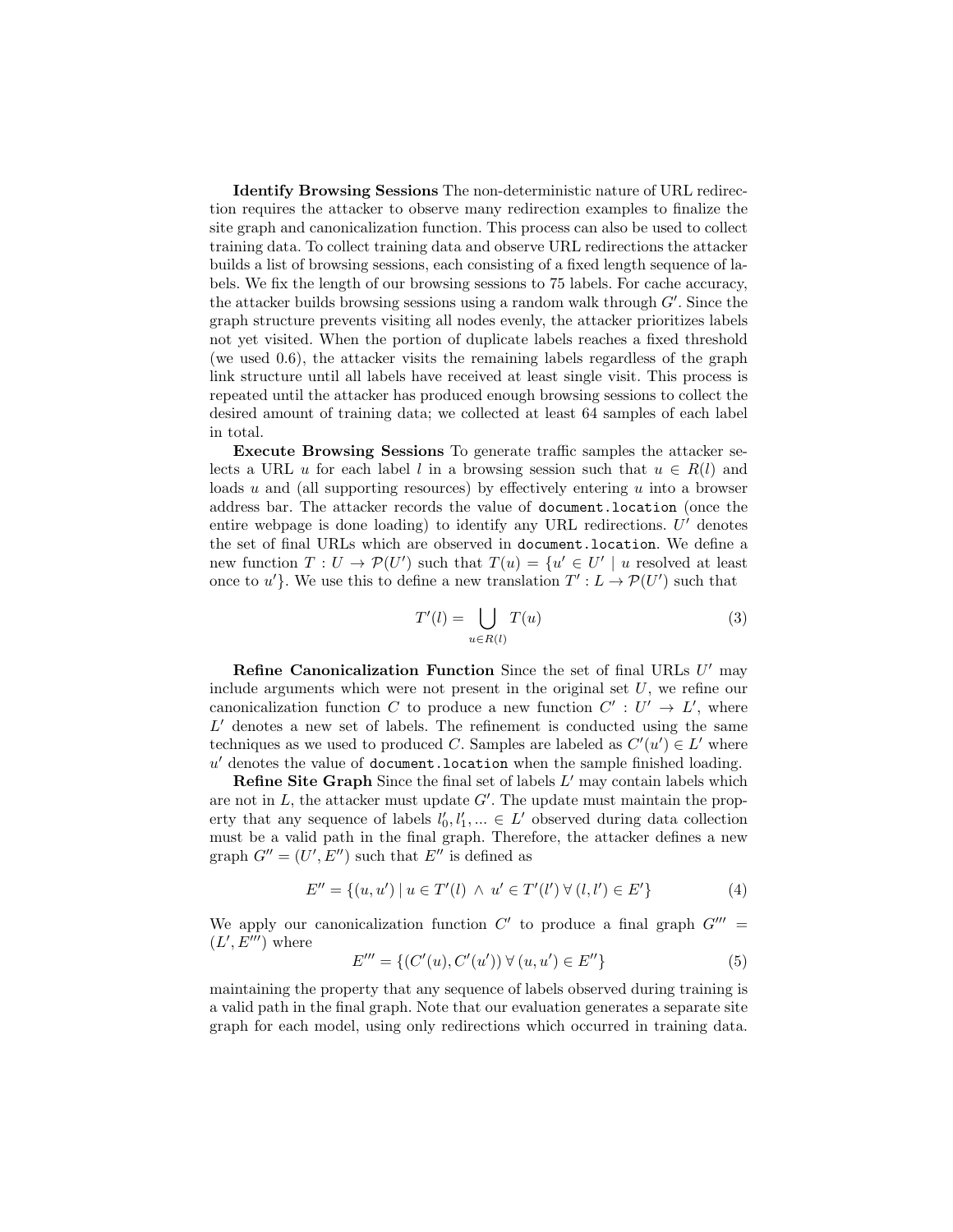**Identify Browsing Sessions** The non-deterministic nature of URL redirection requires the attacker to observe many redirection examples to finalize the site graph and canonicalization function. This process can also be used to collect training data. To collect training data and observe URL redirections the attacker builds a list of browsing sessions, each consisting of a fixed length sequence of labels. We fix the length of our browsing sessions to 75 labels. For cache accuracy, the attacker builds browsing sessions using a random walk through $G'$. Since the graph structure prevents visiting all nodes evenly, the attacker prioritizes labels not yet visited. When the portion of duplicate labels reaches a fixed threshold (we used 0.6), the attacker visits the remaining labels regardless of the graph link structure until all labels have received at least single visit. This process is repeated until the attacker has produced enough browsing sessions to collect the desired amount of training data; we collected at least 64 samples of each label in total.

**Execute Browsing Sessions** To generate traffic samples the attacker selects a URL $u$ for each label $l$ in a browsing session such that $u \in R(l)$ and loads $u$ and (all supporting resources) by effectively entering $u$ into a browser address bar. The attacker records the value of `document.location` (once the entire webpage is done loading) to identify any URL redirections. $U'$ denotes the set of final URLs which are observed in `document.location`. We define a new function $T : U \rightarrow \mathcal{P}(U')$ such that $T(u) = \{u' \in U' \mid u \text{ resolved at least once to } u'\}$. We use this to define a new translation $T' : L \rightarrow \mathcal{P}(U')$ such that

$$T'(l) = \bigcup_{u \in R(l)} T(u) \tag{3}$$

**Refine Canonicalization Function** Since the set of final URLs $U'$ may include arguments which were not present in the original set $U$, we refine our canonicalization function $C$ to produce a new function $C' : U' \rightarrow L'$, where $L'$ denotes a new set of labels. The refinement is conducted using the same techniques as we used to produced $C$. Samples are labeled as $C'(u') \in L'$ where $u'$ denotes the value of `document.location` when the sample finished loading.

**Refine Site Graph** Since the final set of labels $L'$ may contain labels which are not in $L$, the attacker must update $G'$. The update must maintain the property that any sequence of labels $l'_0, l'_1, ... \in L'$ observed during data collection must be a valid path in the final graph. Therefore, the attacker defines a new graph $G'' = (U', E'')$ such that $E''$ is defined as

$$E'' = \{(u, u') \mid u \in T'(l) \wedge u' \in T'(l') \,\forall\, (l, l') \in E'\} \tag{4}$$

We apply our canonicalization function $C'$ to produce a final graph $G''' = (L', E''')$ where

$$E''' = \{(C'(u), C'(u')) \,\forall\, (u, u') \in E''\} \tag{5}$$

maintaining the property that any sequence of labels observed during training is a valid path in the final graph. Note that our evaluation generates a separate site graph for each model, using only redirections which occurred in training data.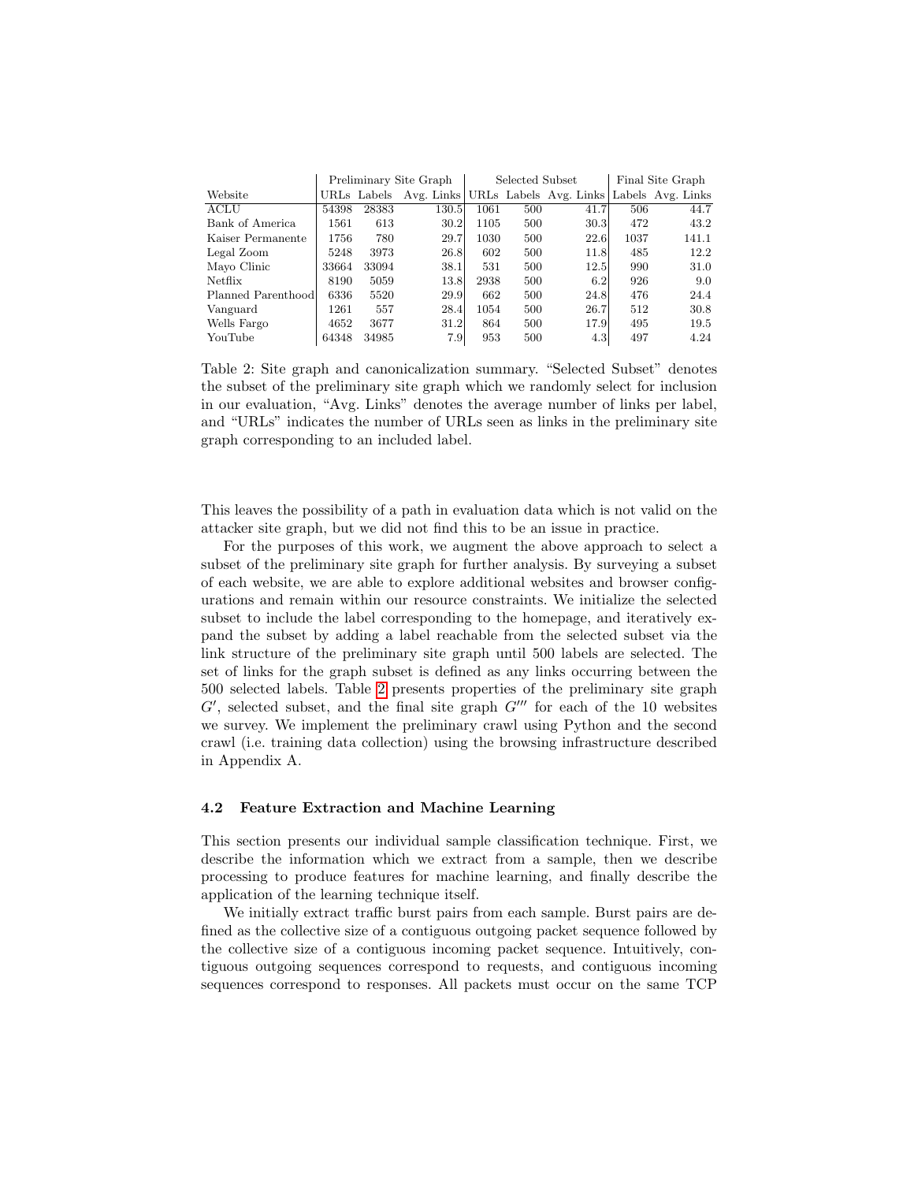| | Preliminary Site Graph | | | Selected Subset | | | Final Site Graph | |
|---|---|---|---|---|---|---|---|---|
| Website | URLs | Labels | Avg. Links | URLs | Labels | Avg. Links | Labels | Avg. Links |
| ACLU | 54398 | 28383 | 130.5 | 1061 | 500 | 41.7 | 506 | 44.7 |
| Bank of America | 1561 | 613 | 30.2 | 1105 | 500 | 30.3 | 472 | 43.2 |
| Kaiser Permanente | 1756 | 780 | 29.7 | 1030 | 500 | 22.6 | 1037 | 141.1 |
| Legal Zoom | 5248 | 3973 | 26.8 | 602 | 500 | 11.8 | 485 | 12.2 |
| Mayo Clinic | 33664 | 33094 | 38.1 | 531 | 500 | 12.5 | 990 | 31.0 |
| Netflix | 8190 | 5059 | 13.8 | 2938 | 500 | 6.2 | 926 | 9.0 |
| Planned Parenthood | 6336 | 5520 | 29.9 | 662 | 500 | 24.8 | 476 | 24.4 |
| Vanguard | 1261 | 557 | 28.4 | 1054 | 500 | 26.7 | 512 | 30.8 |
| Wells Fargo | 4652 | 3677 | 31.2 | 864 | 500 | 17.9 | 495 | 19.5 |
| YouTube | 64348 | 34985 | 7.9 | 953 | 500 | 4.3 | 497 | 4.24 |

Table 2: Site graph and canonicalization summary. "Selected Subset" denotes the subset of the preliminary site graph which we randomly select for inclusion in our evaluation, "Avg. Links" denotes the average number of links per label, and "URLs" indicates the number of URLs seen as links in the preliminary site graph corresponding to an included label.

This leaves the possibility of a path in evaluation data which is not valid on the attacker site graph, but we did not find this to be an issue in practice.

For the purposes of this work, we augment the above approach to select a subset of the preliminary site graph for further analysis. By surveying a subset of each website, we are able to explore additional websites and browser configurations and remain within our resource constraints. We initialize the selected subset to include the label corresponding to the homepage, and iteratively expand the subset by adding a label reachable from the selected subset via the link structure of the preliminary site graph until 500 labels are selected. The set of links for the graph subset is defined as any links occurring between the 500 selected labels. Table 2 presents properties of the preliminary site graph $G'$, selected subset, and the final site graph $G'''$ for each of the 10 websites we survey. We implement the preliminary crawl using Python and the second crawl (i.e. training data collection) using the browsing infrastructure described in Appendix A.

### 4.2 Feature Extraction and Machine Learning

This section presents our individual sample classification technique. First, we describe the information which we extract from a sample, then we describe processing to produce features for machine learning, and finally describe the application of the learning technique itself.

We initially extract traffic burst pairs from each sample. Burst pairs are defined as the collective size of a contiguous outgoing packet sequence followed by the collective size of a contiguous incoming packet sequence. Intuitively, contiguous outgoing sequences correspond to requests, and contiguous incoming sequences correspond to responses. All packets must occur on the same TCP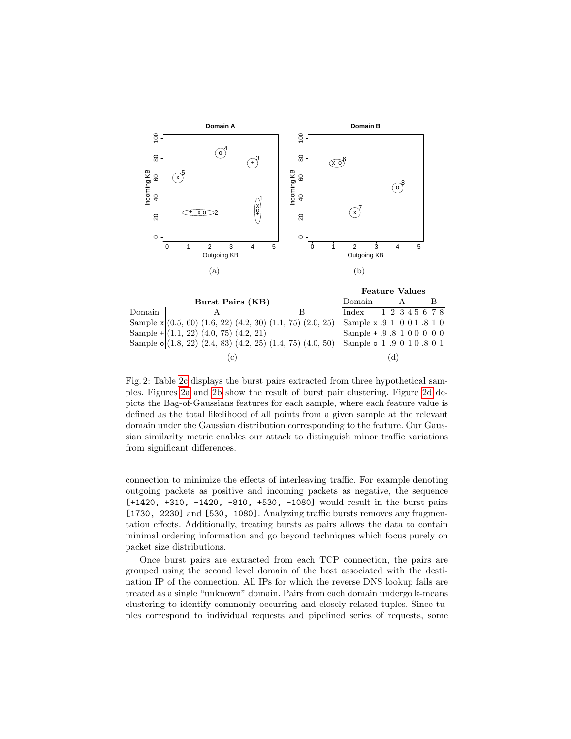**Domain A**

(a)

**Domain B**

(b)

| | **Burst Pairs (KB)** | |
|---|---|---|
| Domain | A | B |
| Sample x | (0.5, 60) (1.6, 22) (4.2, 30) | (1.1, 75) (2.0, 25) |
| Sample + | (1.1, 22) (4.0, 75) (4.2, 21) | |
| Sample o | (1.8, 22) (2.4, 83) (4.2, 25) | (1.4, 75) (4.0, 50) |

(c)

| **Feature Values** | | | | | | | | |
|---|---|---|---|---|---|---|---|---|
| Domain | A | | | | | B | | |
| Index | 1 | 2 | 3 | 4 | 5 | 6 | 7 | 8 |
| Sample x | .9 | 1 | 0 | 0 | 1 | .8 | 1 | 0 |
| Sample + | .9 | .8 | 1 | 0 | 0 | 0 | 0 | 0 |
| Sample o | 1 | .9 | 0 | 1 | 0 | .8 | 0 | 1 |

(d)

Fig. 2: Table 2c displays the burst pairs extracted from three hypothetical samples. Figures 2a and 2b show the result of burst pair clustering. Figure 2d depicts the Bag-of-Gaussians features for each sample, where each feature value is defined as the total likelihood of all points from a given sample at the relevant domain under the Gaussian distribution corresponding to the feature. Our Gaussian similarity metric enables our attack to distinguish minor traffic variations from significant differences.

connection to minimize the effects of interleaving traffic. For example denoting outgoing packets as positive and incoming packets as negative, the sequence `[+1420, +310, -1420, -810, +530, -1080]` would result in the burst pairs `[1730, 2230]` and `[530, 1080]`. Analyzing traffic bursts removes any fragmentation effects. Additionally, treating bursts as pairs allows the data to contain minimal ordering information and go beyond techniques which focus purely on packet size distributions.

Once burst pairs are extracted from each TCP connection, the pairs are grouped using the second level domain of the host associated with the destination IP of the connection. All IPs for which the reverse DNS lookup fails are treated as a single "unknown" domain. Pairs from each domain undergo k-means clustering to identify commonly occurring and closely related tuples. Since tuples correspond to individual requests and pipelined series of requests, some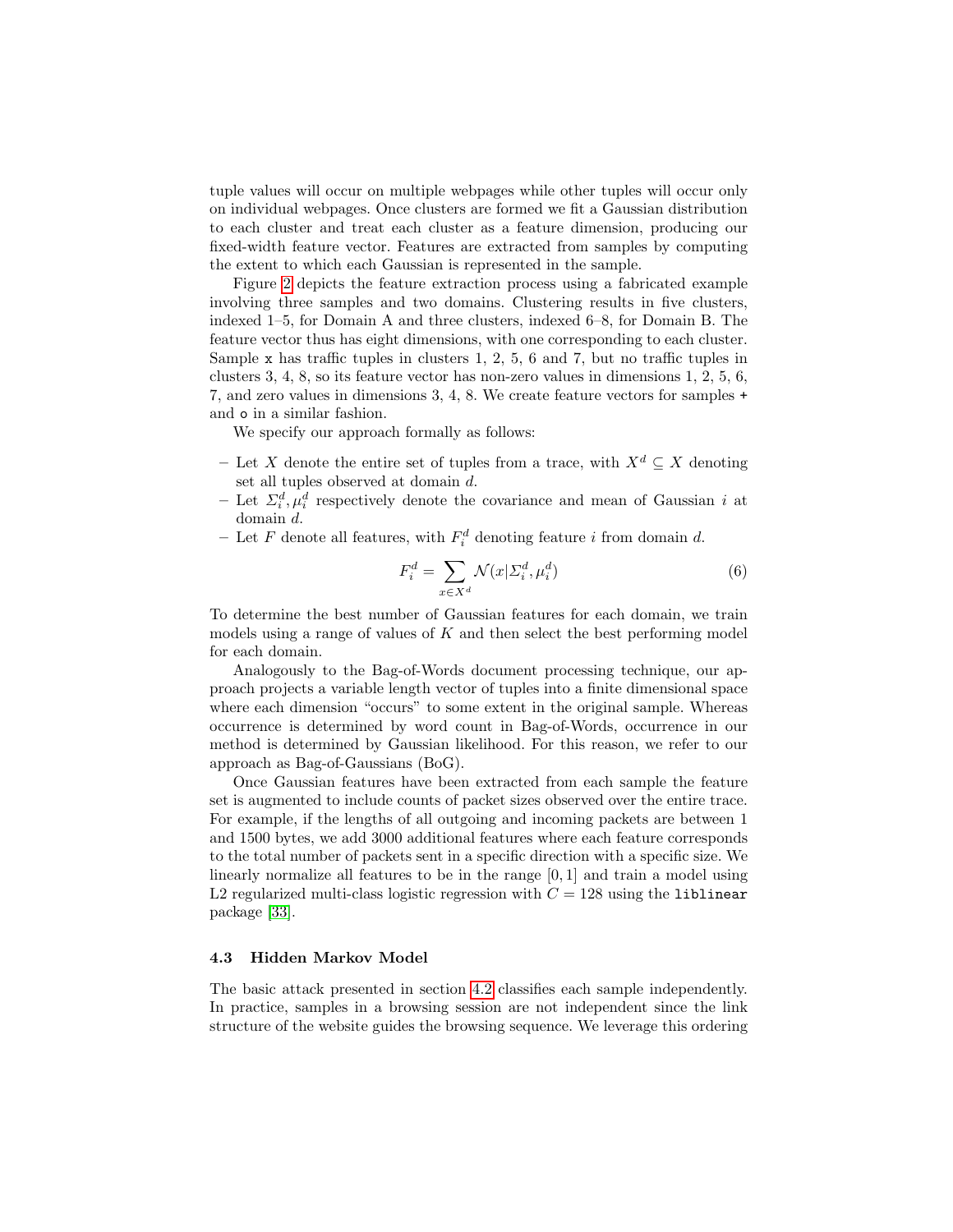tuple values will occur on multiple webpages while other tuples will occur only on individual webpages. Once clusters are formed we fit a Gaussian distribution to each cluster and treat each cluster as a feature dimension, producing our fixed-width feature vector. Features are extracted from samples by computing the extent to which each Gaussian is represented in the sample.

Figure 2 depicts the feature extraction process using a fabricated example involving three samples and two domains. Clustering results in five clusters, indexed 1–5, for Domain A and three clusters, indexed 6–8, for Domain B. The feature vector thus has eight dimensions, with one corresponding to each cluster. Sample `x` has traffic tuples in clusters 1, 2, 5, 6 and 7, but no traffic tuples in clusters 3, 4, 8, so its feature vector has non-zero values in dimensions 1, 2, 5, 6, 7, and zero values in dimensions 3, 4, 8. We create feature vectors for samples `+` and `o` in a similar fashion.

We specify our approach formally as follows:

- Let $X$ denote the entire set of tuples from a trace, with $X^d \subseteq X$ denoting set all tuples observed at domain $d$.
- Let $\Sigma_i^d, \mu_i^d$ respectively denote the covariance and mean of Gaussian $i$ at domain $d$.
- Let $F$ denote all features, with $F_i^d$ denoting feature $i$ from domain $d$.

$$F_i^d = \sum_{x \in X^d} \mathcal{N}(x | \Sigma_i^d, \mu_i^d) \tag{6}$$

To determine the best number of Gaussian features for each domain, we train models using a range of values of $K$ and then select the best performing model for each domain.

Analogously to the Bag-of-Words document processing technique, our approach projects a variable length vector of tuples into a finite dimensional space where each dimension "occurs" to some extent in the original sample. Whereas occurrence is determined by word count in Bag-of-Words, occurrence in our method is determined by Gaussian likelihood. For this reason, we refer to our approach as Bag-of-Gaussians (BoG).

Once Gaussian features have been extracted from each sample the feature set is augmented to include counts of packet sizes observed over the entire trace. For example, if the lengths of all outgoing and incoming packets are between 1 and 1500 bytes, we add 3000 additional features where each feature corresponds to the total number of packets sent in a specific direction with a specific size. We linearly normalize all features to be in the range $[0, 1]$ and train a model using L2 regularized multi-class logistic regression with $C = 128$ using the `liblinear` package [33].

### 4.3 Hidden Markov Model

The basic attack presented in section 4.2 classifies each sample independently. In practice, samples in a browsing session are not independent since the link structure of the website guides the browsing sequence. We leverage this ordering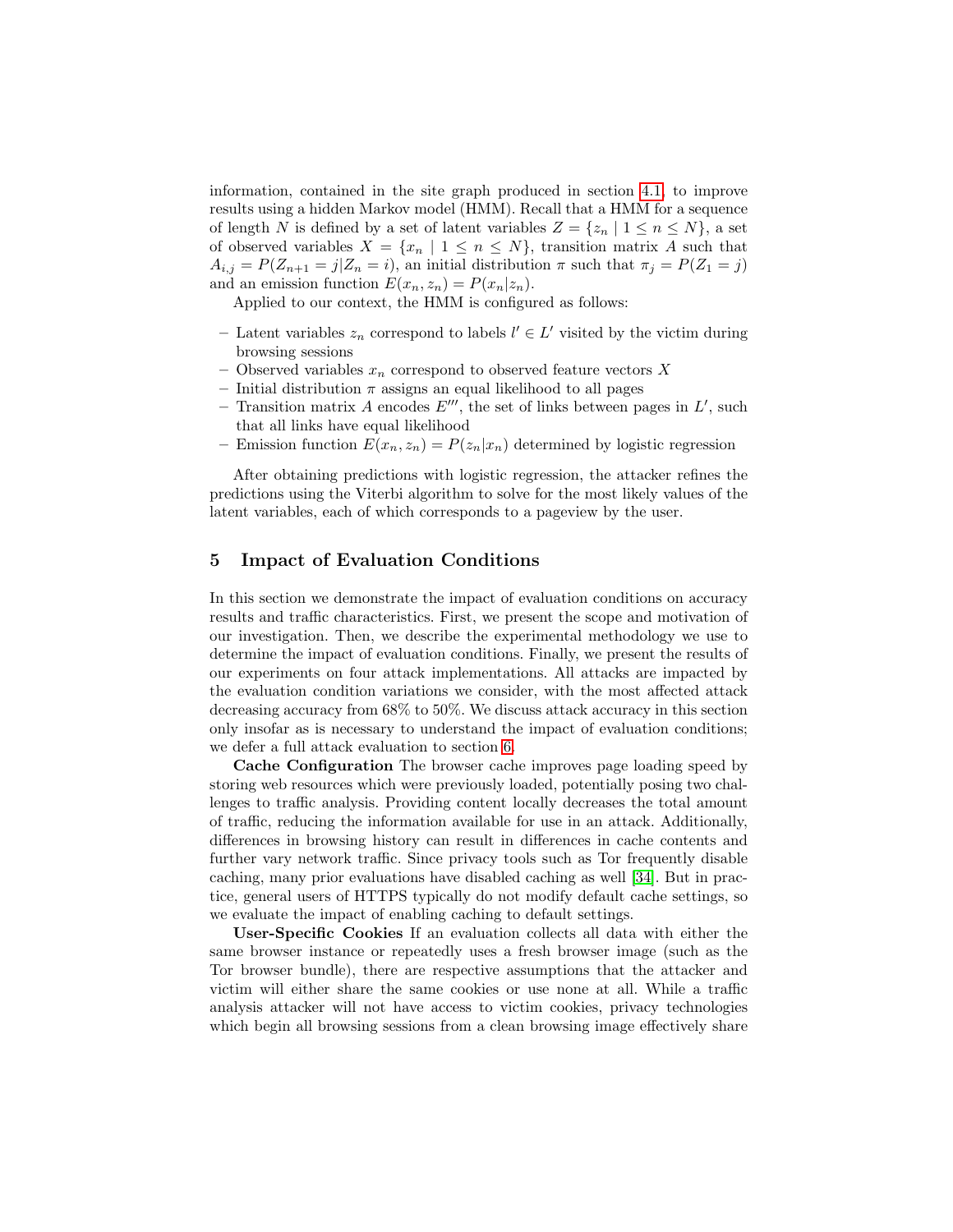information, contained in the site graph produced in section 4.1, to improve results using a hidden Markov model (HMM). Recall that a HMM for a sequence of length $N$ is defined by a set of latent variables $Z = \{z_n \mid 1 \leq n \leq N\}$, a set of observed variables $X = \{x_n \mid 1 \leq n \leq N\}$, transition matrix $A$ such that $A_{i,j} = P(Z_{n+1} = j | Z_n = i)$, an initial distribution $\pi$ such that $\pi_j = P(Z_1 = j)$ and an emission function $E(x_n, z_n) = P(x_n | z_n)$.

Applied to our context, the HMM is configured as follows:

- Latent variables $z_n$ correspond to labels $l' \in L'$ visited by the victim during browsing sessions
- Observed variables $x_n$ correspond to observed feature vectors $X$
- Initial distribution $\pi$ assigns an equal likelihood to all pages
- Transition matrix $A$ encodes $E'''$, the set of links between pages in $L'$, such that all links have equal likelihood
- Emission function $E(x_n, z_n) = P(z_n | x_n)$ determined by logistic regression

After obtaining predictions with logistic regression, the attacker refines the predictions using the Viterbi algorithm to solve for the most likely values of the latent variables, each of which corresponds to a pageview by the user.

## 5 Impact of Evaluation Conditions

In this section we demonstrate the impact of evaluation conditions on accuracy results and traffic characteristics. First, we present the scope and motivation of our investigation. Then, we describe the experimental methodology we use to determine the impact of evaluation conditions. Finally, we present the results of our experiments on four attack implementations. All attacks are impacted by the evaluation condition variations we consider, with the most affected attack decreasing accuracy from 68% to 50%. We discuss attack accuracy in this section only insofar as is necessary to understand the impact of evaluation conditions; we defer a full attack evaluation to section 6.

**Cache Configuration** The browser cache improves page loading speed by storing web resources which were previously loaded, potentially posing two challenges to traffic analysis. Providing content locally decreases the total amount of traffic, reducing the information available for use in an attack. Additionally, differences in browsing history can result in differences in cache contents and further vary network traffic. Since privacy tools such as Tor frequently disable caching, many prior evaluations have disabled caching as well [34]. But in practice, general users of HTTPS typically do not modify default cache settings, so we evaluate the impact of enabling caching to default settings.

**User-Specific Cookies** If an evaluation collects all data with either the same browser instance or repeatedly uses a fresh browser image (such as the Tor browser bundle), there are respective assumptions that the attacker and victim will either share the same cookies or use none at all. While a traffic analysis attacker will not have access to victim cookies, privacy technologies which begin all browsing sessions from a clean browsing image effectively share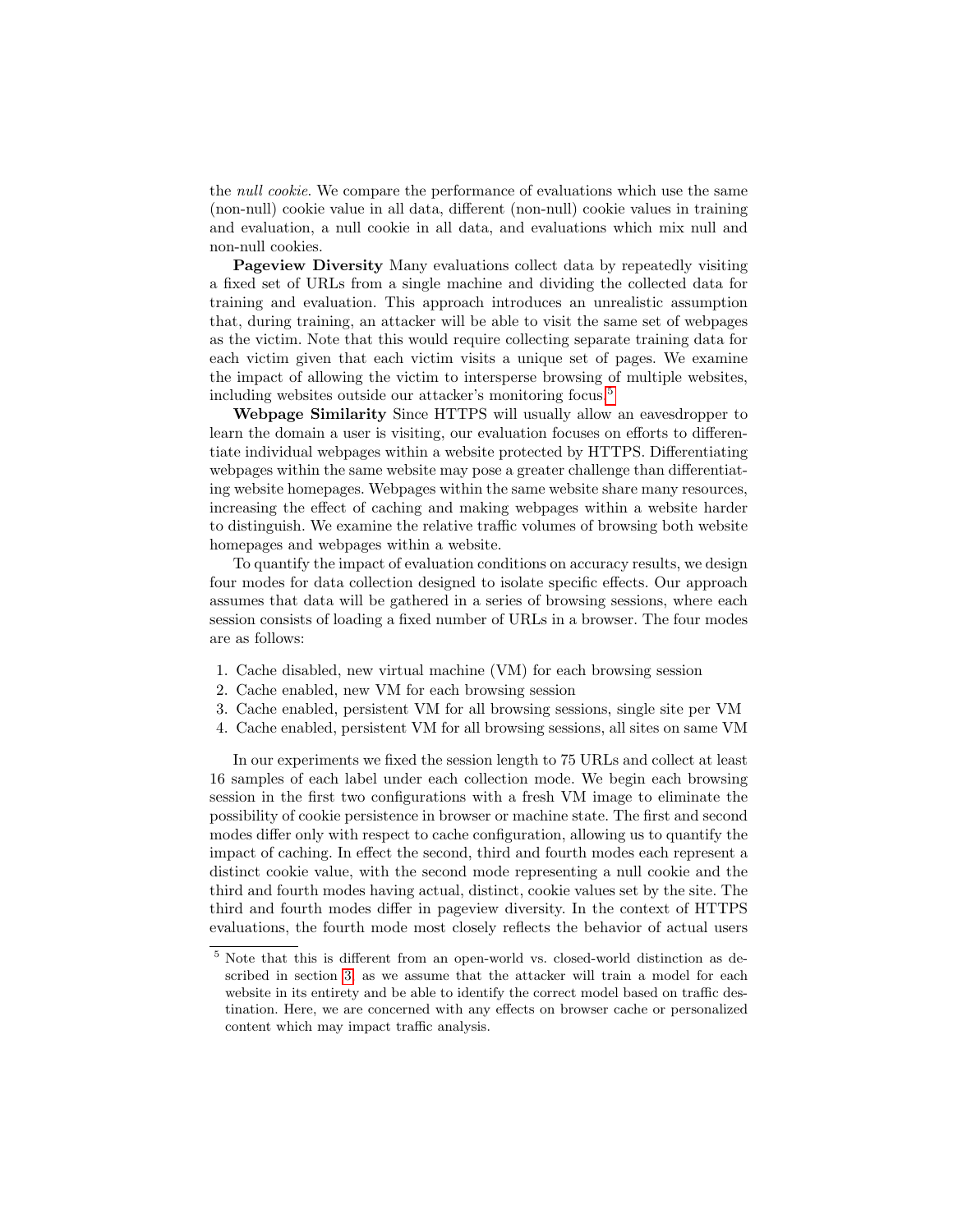the *null cookie*. We compare the performance of evaluations which use the same (non-null) cookie value in all data, different (non-null) cookie values in training and evaluation, a null cookie in all data, and evaluations which mix null and non-null cookies.

**Pageview Diversity** Many evaluations collect data by repeatedly visiting a fixed set of URLs from a single machine and dividing the collected data for training and evaluation. This approach introduces an unrealistic assumption that, during training, an attacker will be able to visit the same set of webpages as the victim. Note that this would require collecting separate training data for each victim given that each victim visits a unique set of pages. We examine the impact of allowing the victim to intersperse browsing of multiple websites, including websites outside our attacker's monitoring focus.[5]

**Webpage Similarity** Since HTTPS will usually allow an eavesdropper to learn the domain a user is visiting, our evaluation focuses on efforts to differentiate individual webpages within a website protected by HTTPS. Differentiating webpages within the same website may pose a greater challenge than differentiating website homepages. Webpages within the same website share many resources, increasing the effect of caching and making webpages within a website harder to distinguish. We examine the relative traffic volumes of browsing both website homepages and webpages within a website.

To quantify the impact of evaluation conditions on accuracy results, we design four modes for data collection designed to isolate specific effects. Our approach assumes that data will be gathered in a series of browsing sessions, where each session consists of loading a fixed number of URLs in a browser. The four modes are as follows:

1. Cache disabled, new virtual machine (VM) for each browsing session
2. Cache enabled, new VM for each browsing session
3. Cache enabled, persistent VM for all browsing sessions, single site per VM
4. Cache enabled, persistent VM for all browsing sessions, all sites on same VM

In our experiments we fixed the session length to 75 URLs and collect at least 16 samples of each label under each collection mode. We begin each browsing session in the first two configurations with a fresh VM image to eliminate the possibility of cookie persistence in browser or machine state. The first and second modes differ only with respect to cache configuration, allowing us to quantify the impact of caching. In effect the second, third and fourth modes each represent a distinct cookie value, with the second mode representing a null cookie and the third and fourth modes having actual, distinct, cookie values set by the site. The third and fourth modes differ in pageview diversity. In the context of HTTPS evaluations, the fourth mode most closely reflects the behavior of actual users

[5] Note that this is different from an open-world vs. closed-world distinction as described in section 3, as we assume that the attacker will train a model for each website in its entirety and be able to identify the correct model based on traffic destination. Here, we are concerned with any effects on browser cache or personalized content which may impact traffic analysis.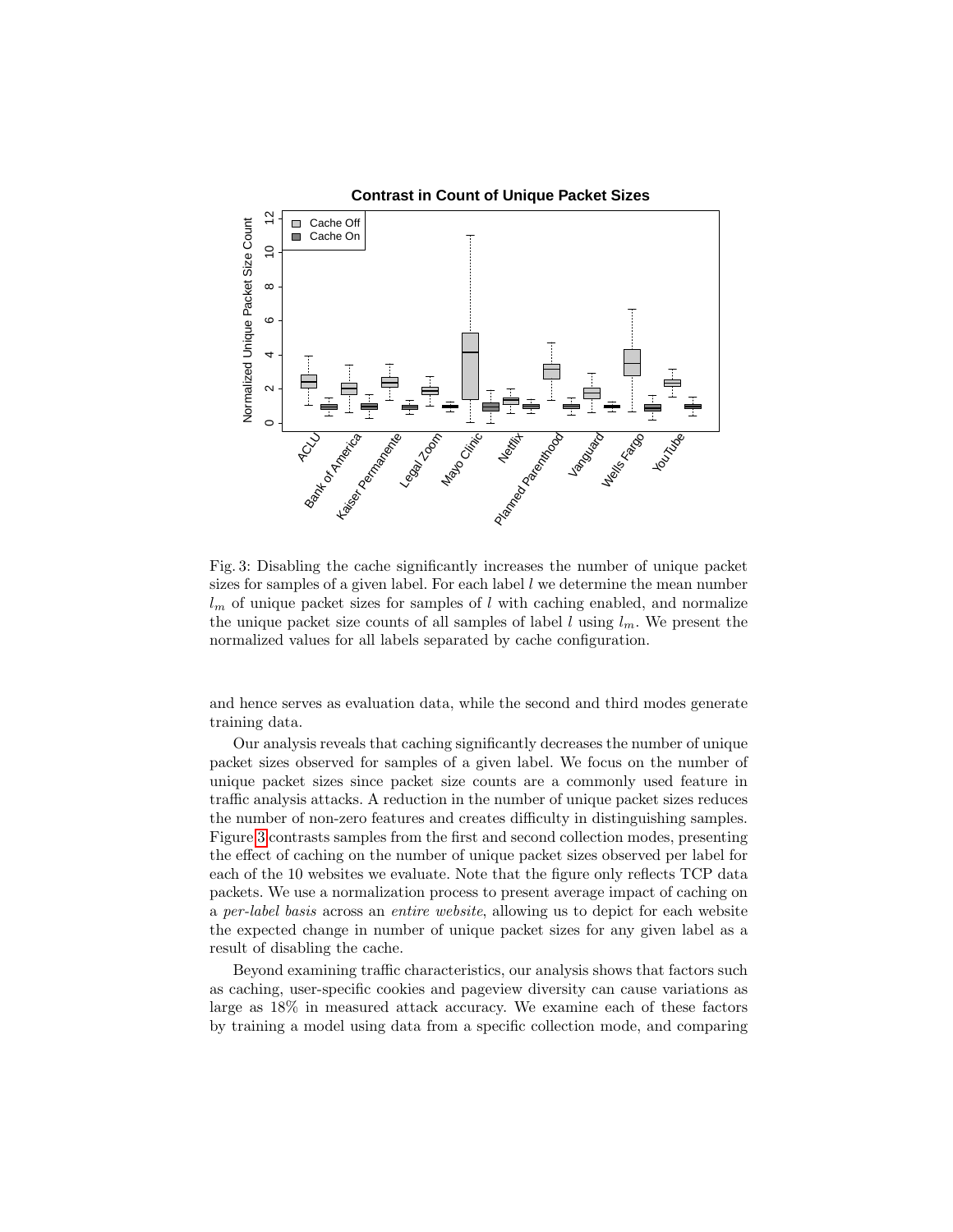Fig. 3: Disabling the cache significantly increases the number of unique packet sizes for samples of a given label. For each label $l$ we determine the mean number $l_m$ of unique packet sizes for samples of $l$ with caching enabled, and normalize the unique packet size counts of all samples of label $l$ using $l_m$. We present the normalized values for all labels separated by cache configuration.

and hence serves as evaluation data, while the second and third modes generate training data.

Our analysis reveals that caching significantly decreases the number of unique packet sizes observed for samples of a given label. We focus on the number of unique packet sizes since packet size counts are a commonly used feature in traffic analysis attacks. A reduction in the number of unique packet sizes reduces the number of non-zero features and creates difficulty in distinguishing samples. Figure 3 contrasts samples from the first and second collection modes, presenting the effect of caching on the number of unique packet sizes observed per label for each of the 10 websites we evaluate. Note that the figure only reflects TCP data packets. We use a normalization process to present average impact of caching on a *per-label basis* across an *entire website*, allowing us to depict for each website the expected change in number of unique packet sizes for any given label as a result of disabling the cache.

Beyond examining traffic characteristics, our analysis shows that factors such as caching, user-specific cookies and pageview diversity can cause variations as large as 18% in measured attack accuracy. We examine each of these factors by training a model using data from a specific collection mode, and comparing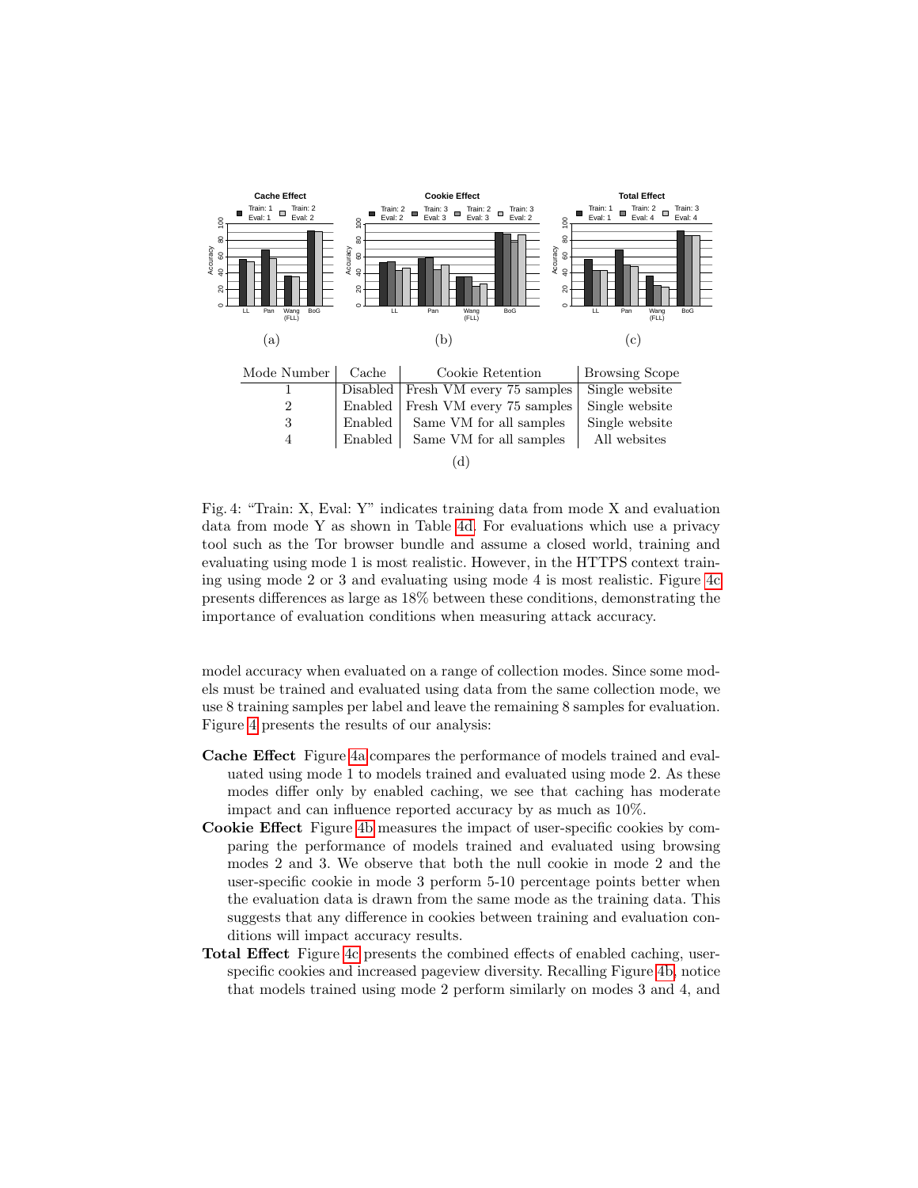(a) (b) (c)

| Mode Number | Cache | Cookie Retention | Browsing Scope |
|---|---|---|---|
| 1 | Disabled | Fresh VM every 75 samples | Single website |
| 2 | Enabled | Fresh VM every 75 samples | Single website |
| 3 | Enabled | Same VM for all samples | Single website |
| 4 | Enabled | Same VM for all samples | All websites |

(d)

Fig. 4: "Train: X, Eval: Y" indicates training data from mode X and evaluation data from mode Y as shown in Table 4d. For evaluations which use a privacy tool such as the Tor browser bundle and assume a closed world, training and evaluating using mode 1 is most realistic. However, in the HTTPS context training using mode 2 or 3 and evaluating using mode 4 is most realistic. Figure 4c presents differences as large as 18% between these conditions, demonstrating the importance of evaluation conditions when measuring attack accuracy.

model accuracy when evaluated on a range of collection modes. Since some models must be trained and evaluated using data from the same collection mode, we use 8 training samples per label and leave the remaining 8 samples for evaluation. Figure 4 presents the results of our analysis:

**Cache Effect** Figure 4a compares the performance of models trained and evaluated using mode 1 to models trained and evaluated using mode 2. As these modes differ only by enabled caching, we see that caching has moderate impact and can influence reported accuracy by as much as 10%.

**Cookie Effect** Figure 4b measures the impact of user-specific cookies by comparing the performance of models trained and evaluated using browsing modes 2 and 3. We observe that both the null cookie in mode 2 and the user-specific cookie in mode 3 perform 5-10 percentage points better when the evaluation data is drawn from the same mode as the training data. This suggests that any difference in cookies between training and evaluation conditions will impact accuracy results.

**Total Effect** Figure 4c presents the combined effects of enabled caching, user-specific cookies and increased pageview diversity. Recalling Figure 4b, notice that models trained using mode 2 perform similarly on modes 3 and 4, and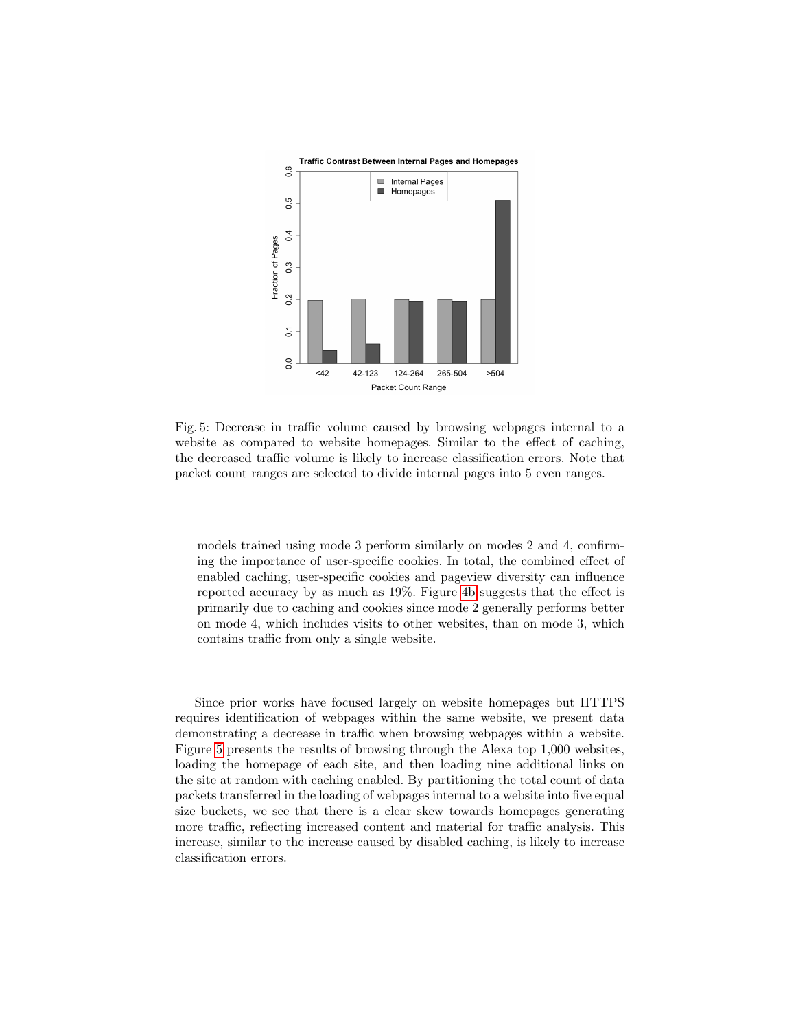Fig. 5: Decrease in traffic volume caused by browsing webpages internal to a website as compared to website homepages. Similar to the effect of caching, the decreased traffic volume is likely to increase classification errors. Note that packet count ranges are selected to divide internal pages into 5 even ranges.

models trained using mode 3 perform similarly on modes 2 and 4, confirming the importance of user-specific cookies. In total, the combined effect of enabled caching, user-specific cookies and pageview diversity can influence reported accuracy by as much as 19%. Figure 4b suggests that the effect is primarily due to caching and cookies since mode 2 generally performs better on mode 4, which includes visits to other websites, than on mode 3, which contains traffic from only a single website.

Since prior works have focused largely on website homepages but HTTPS requires identification of webpages within the same website, we present data demonstrating a decrease in traffic when browsing webpages within a website. Figure 5 presents the results of browsing through the Alexa top 1,000 websites, loading the homepage of each site, and then loading nine additional links on the site at random with caching enabled. By partitioning the total count of data packets transferred in the loading of webpages internal to a website into five equal size buckets, we see that there is a clear skew towards homepages generating more traffic, reflecting increased content and material for traffic analysis. This increase, similar to the increase caused by disabled caching, is likely to increase classification errors.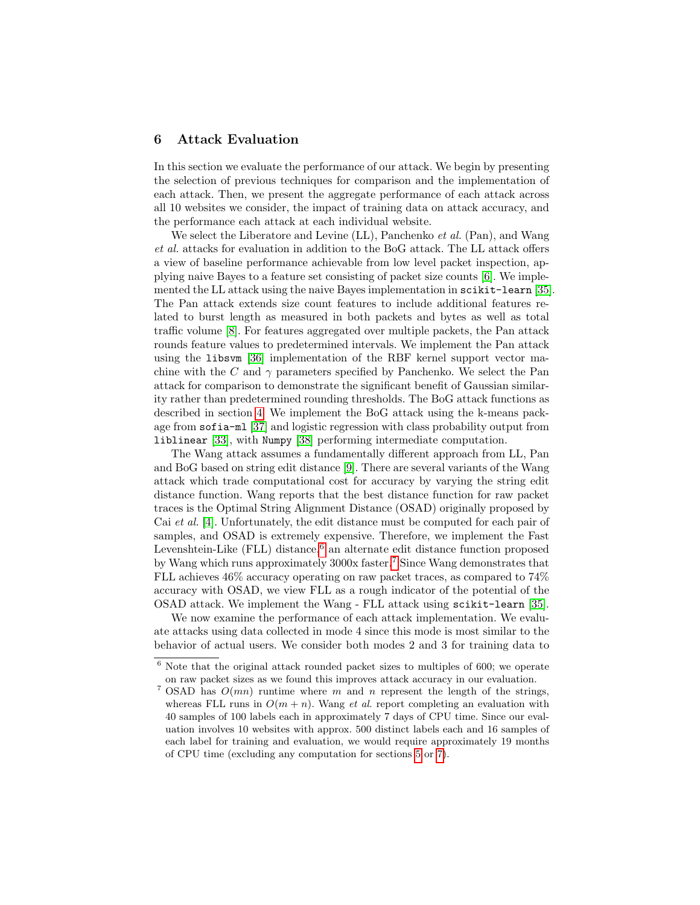## 6 Attack Evaluation

In this section we evaluate the performance of our attack. We begin by presenting the selection of previous techniques for comparison and the implementation of each attack. Then, we present the aggregate performance of each attack across all 10 websites we consider, the impact of training data on attack accuracy, and the performance each attack at each individual website.

We select the Liberatore and Levine (LL), Panchenko *et al.* (Pan), and Wang *et al.* attacks for evaluation in addition to the BoG attack. The LL attack offers a view of baseline performance achievable from low level packet inspection, applying naive Bayes to a feature set consisting of packet size counts [6]. We implemented the LL attack using the naive Bayes implementation in `scikit-learn` [35]. The Pan attack extends size count features to include additional features related to burst length as measured in both packets and bytes as well as total traffic volume [8]. For features aggregated over multiple packets, the Pan attack rounds feature values to predetermined intervals. We implement the Pan attack using the `libsvm` [36] implementation of the RBF kernel support vector machine with the $C$ and $\gamma$ parameters specified by Panchenko. We select the Pan attack for comparison to demonstrate the significant benefit of Gaussian similarity rather than predetermined rounding thresholds. The BoG attack functions as described in section 4. We implement the BoG attack using the k-means package from `sofia-ml` [37] and logistic regression with class probability output from `liblinear` [33], with `Numpy` [38] performing intermediate computation.

The Wang attack assumes a fundamentally different approach from LL, Pan and BoG based on string edit distance [9]. There are several variants of the Wang attack which trade computational cost for accuracy by varying the string edit distance function. Wang reports that the best distance function for raw packet traces is the Optimal String Alignment Distance (OSAD) originally proposed by Cai *et al.* [4]. Unfortunately, the edit distance must be computed for each pair of samples, and OSAD is extremely expensive. Therefore, we implement the Fast Levenshtein-Like (FLL) distance,[6] an alternate edit distance function proposed by Wang which runs approximately 3000x faster.[7] Since Wang demonstrates that FLL achieves 46% accuracy operating on raw packet traces, as compared to 74% accuracy with OSAD, we view FLL as a rough indicator of the potential of the OSAD attack. We implement the Wang - FLL attack using `scikit-learn` [35].

We now examine the performance of each attack implementation. We evaluate attacks using data collected in mode 4 since this mode is most similar to the behavior of actual users. We consider both modes 2 and 3 for training data to

---

[6] Note that the original attack rounded packet sizes to multiples of 600; we operate on raw packet sizes as we found this improves attack accuracy in our evaluation.

[7] OSAD has $O(mn)$ runtime where $m$ and $n$ represent the length of the strings, whereas FLL runs in $O(m + n)$. Wang *et al.* report completing an evaluation with 40 samples of 100 labels each in approximately 7 days of CPU time. Since our evaluation involves 10 websites with approx. 500 distinct labels each and 16 samples of each label for training and evaluation, we would require approximately 19 months of CPU time (excluding any computation for sections 5 or 7).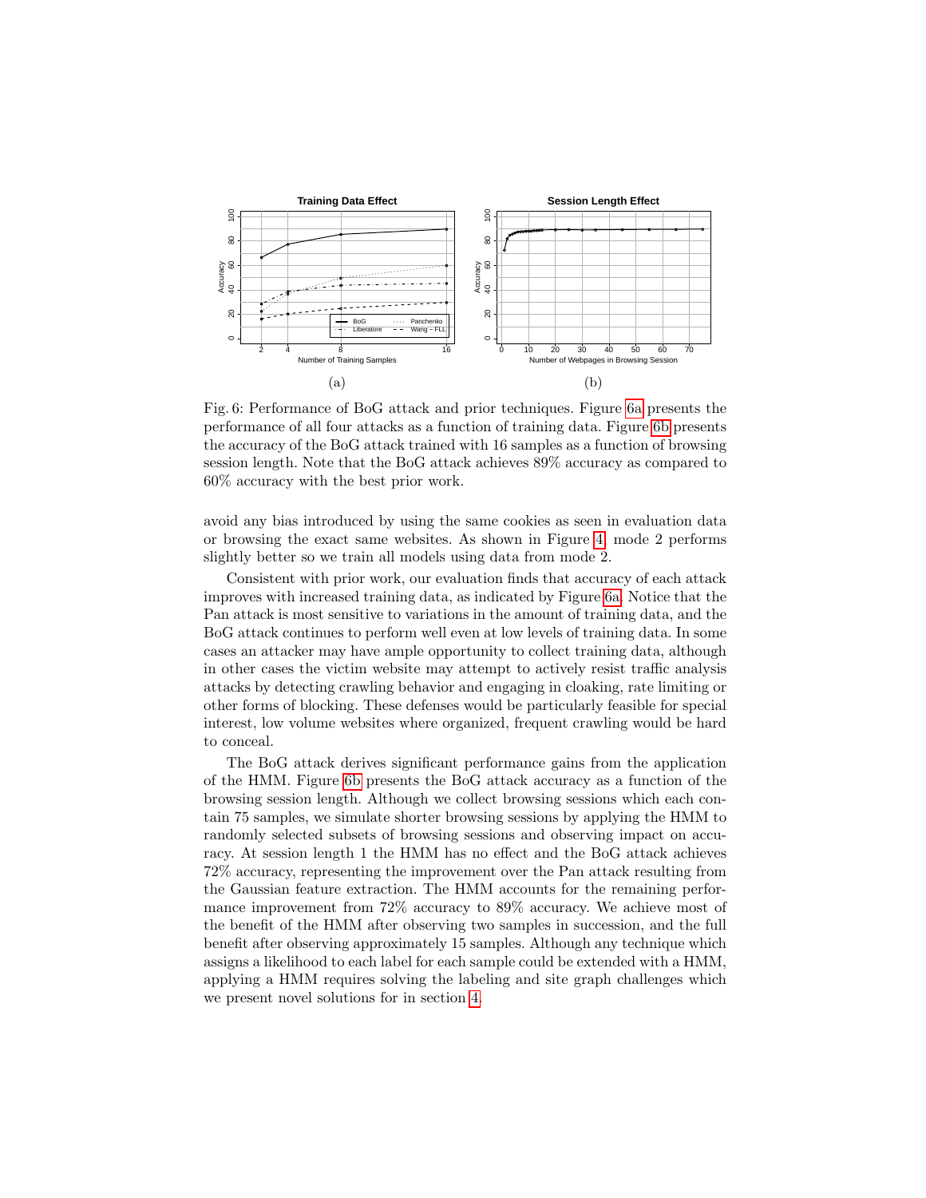Fig. 6: Performance of BoG attack and prior techniques. Figure 6a presents the performance of all four attacks as a function of training data. Figure 6b presents the accuracy of the BoG attack trained with 16 samples as a function of browsing session length. Note that the BoG attack achieves 89% accuracy as compared to 60% accuracy with the best prior work.

avoid any bias introduced by using the same cookies as seen in evaluation data or browsing the exact same websites. As shown in Figure 4, mode 2 performs slightly better so we train all models using data from mode 2.

Consistent with prior work, our evaluation finds that accuracy of each attack improves with increased training data, as indicated by Figure 6a. Notice that the Pan attack is most sensitive to variations in the amount of training data, and the BoG attack continues to perform well even at low levels of training data. In some cases an attacker may have ample opportunity to collect training data, although in other cases the victim website may attempt to actively resist traffic analysis attacks by detecting crawling behavior and engaging in cloaking, rate limiting or other forms of blocking. These defenses would be particularly feasible for special interest, low volume websites where organized, frequent crawling would be hard to conceal.

The BoG attack derives significant performance gains from the application of the HMM. Figure 6b presents the BoG attack accuracy as a function of the browsing session length. Although we collect browsing sessions which each contain 75 samples, we simulate shorter browsing sessions by applying the HMM to randomly selected subsets of browsing sessions and observing impact on accuracy. At session length 1 the HMM has no effect and the BoG attack achieves 72% accuracy, representing the improvement over the Pan attack resulting from the Gaussian feature extraction. The HMM accounts for the remaining performance improvement from 72% accuracy to 89% accuracy. We achieve most of the benefit of the HMM after observing two samples in succession, and the full benefit after observing approximately 15 samples. Although any technique which assigns a likelihood to each label for each sample could be extended with a HMM, applying a HMM requires solving the labeling and site graph challenges which we present novel solutions for in section 4.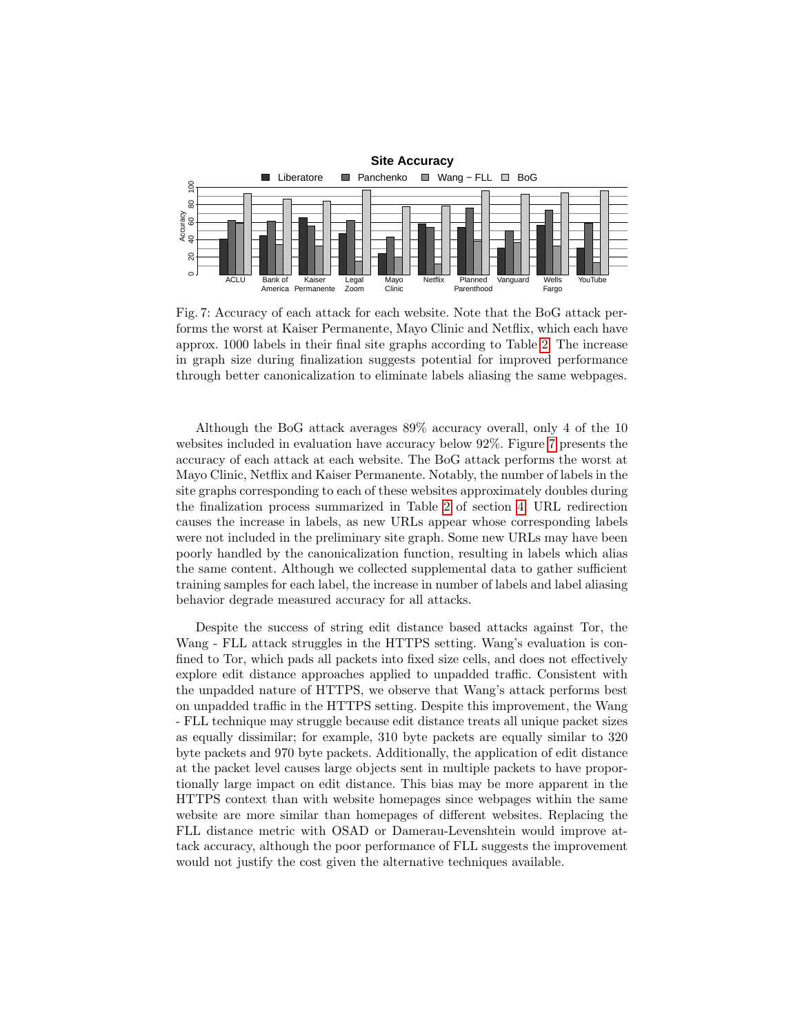Site Accuracy

Liberatore Panchenko Wang − FLL BoG

Accuracy

0 20 40 60 80 100

ACLU
Bank of America
Kaiser Permanente
Legal Zoom
Mayo Clinic
Netflix
Planned Parenthood
Vanguard
Wells Fargo
YouTube

Fig. 7: Accuracy of each attack for each website. Note that the BoG attack performs the worst at Kaiser Permanente, Mayo Clinic and Netflix, which each have approx. 1000 labels in their final site graphs according to Table 2. The increase in graph size during finalization suggests potential for improved performance through better canonicalization to eliminate labels aliasing the same webpages.

Although the BoG attack averages 89% accuracy overall, only 4 of the 10 websites included in evaluation have accuracy below 92%. Figure 7 presents the accuracy of each attack at each website. The BoG attack performs the worst at Mayo Clinic, Netflix and Kaiser Permanente. Notably, the number of labels in the site graphs corresponding to each of these websites approximately doubles during the finalization process summarized in Table 2 of section 4. URL redirection causes the increase in labels, as new URLs appear whose corresponding labels were not included in the preliminary site graph. Some new URLs may have been poorly handled by the canonicalization function, resulting in labels which alias the same content. Although we collected supplemental data to gather sufficient training samples for each label, the increase in number of labels and label aliasing behavior degrade measured accuracy for all attacks.

Despite the success of string edit distance based attacks against Tor, the Wang - FLL attack struggles in the HTTPS setting. Wang's evaluation is confined to Tor, which pads all packets into fixed size cells, and does not effectively explore edit distance approaches applied to unpadded traffic. Consistent with the unpadded nature of HTTPS, we observe that Wang's attack performs best on unpadded traffic in the HTTPS setting. Despite this improvement, the Wang - FLL technique may struggle because edit distance treats all unique packet sizes as equally dissimilar; for example, 310 byte packets are equally similar to 320 byte packets and 970 byte packets. Additionally, the application of edit distance at the packet level causes large objects sent in multiple packets to have proportionally large impact on edit distance. This bias may be more apparent in the HTTPS context than with website homepages since webpages within the same website are more similar than homepages of different websites. Replacing the FLL distance metric with OSAD or Damerau-Levenshtein would improve attack accuracy, although the poor performance of FLL suggests the improvement would not justify the cost given the alternative techniques available.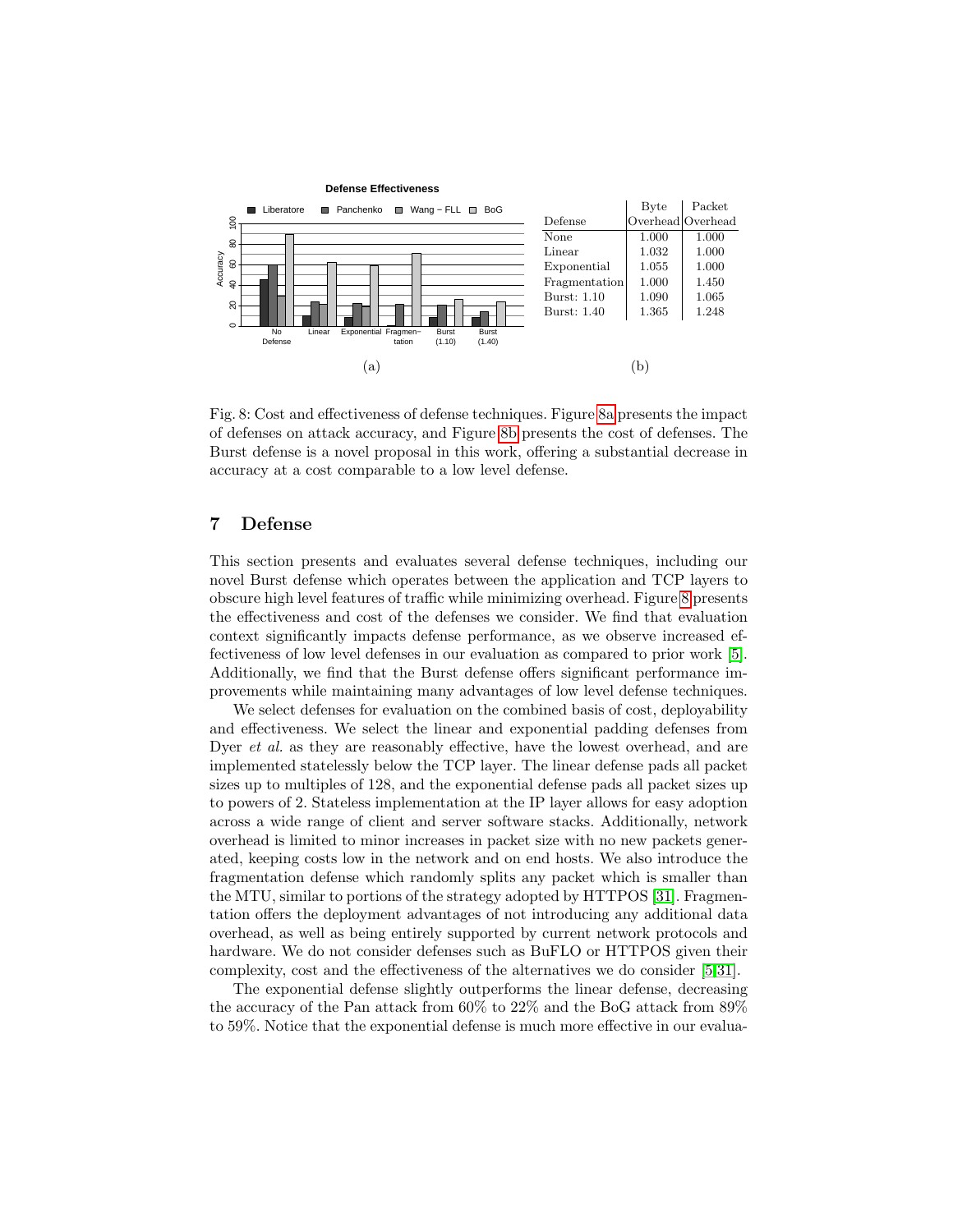| Defense | Byte Overhead | Packet Overhead |
| --- | --- | --- |
| None | 1.000 | 1.000 |
| Linear | 1.032 | 1.000 |
| Exponential | 1.055 | 1.000 |
| Fragmentation | 1.000 | 1.450 |
| Burst: 1.10 | 1.090 | 1.065 |
| Burst: 1.40 | 1.365 | 1.248 |

(a) (b)

Fig. 8: Cost and effectiveness of defense techniques. Figure 8a presents the impact of defenses on attack accuracy, and Figure 8b presents the cost of defenses. The Burst defense is a novel proposal in this work, offering a substantial decrease in accuracy at a cost comparable to a low level defense.

## 7 Defense

This section presents and evaluates several defense techniques, including our novel Burst defense which operates between the application and TCP layers to obscure high level features of traffic while minimizing overhead. Figure 8 presents the effectiveness and cost of the defenses we consider. We find that evaluation context significantly impacts defense performance, as we observe increased effectiveness of low level defenses in our evaluation as compared to prior work [5]. Additionally, we find that the Burst defense offers significant performance improvements while maintaining many advantages of low level defense techniques.

We select defenses for evaluation on the combined basis of cost, deployability and effectiveness. We select the linear and exponential padding defenses from Dyer *et al.* as they are reasonably effective, have the lowest overhead, and are implemented statelessly below the TCP layer. The linear defense pads all packet sizes up to multiples of 128, and the exponential defense pads all packet sizes up to powers of 2. Stateless implementation at the IP layer allows for easy adoption across a wide range of client and server software stacks. Additionally, network overhead is limited to minor increases in packet size with no new packets generated, keeping costs low in the network and on end hosts. We also introduce the fragmentation defense which randomly splits any packet which is smaller than the MTU, similar to portions of the strategy adopted by HTTPOS [31]. Fragmentation offers the deployment advantages of not introducing any additional data overhead, as well as being entirely supported by current network protocols and hardware. We do not consider defenses such as BuFLO or HTTPOS given their complexity, cost and the effectiveness of the alternatives we do consider [5,31].

The exponential defense slightly outperforms the linear defense, decreasing the accuracy of the Pan attack from 60% to 22% and the BoG attack from 89% to 59%. Notice that the exponential defense is much more effective in our evalua-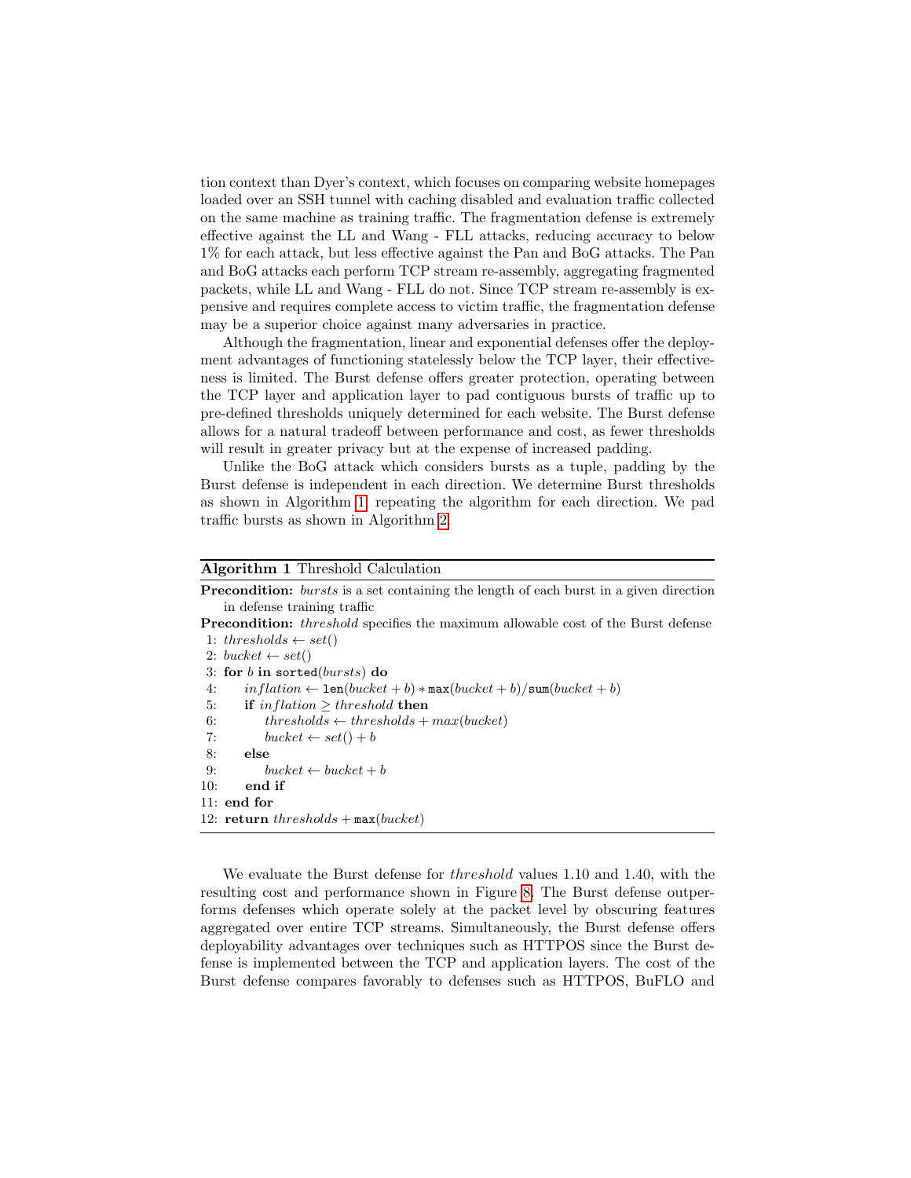tion context than Dyer's context, which focuses on comparing website homepages loaded over an SSH tunnel with caching disabled and evaluation traffic collected on the same machine as training traffic. The fragmentation defense is extremely effective against the LL and Wang - FLL attacks, reducing accuracy to below 1% for each attack, but less effective against the Pan and BoG attacks. The Pan and BoG attacks each perform TCP stream re-assembly, aggregating fragmented packets, while LL and Wang - FLL do not. Since TCP stream re-assembly is expensive and requires complete access to victim traffic, the fragmentation defense may be a superior choice against many adversaries in practice.

Although the fragmentation, linear and exponential defenses offer the deployment advantages of functioning statelessly below the TCP layer, their effectiveness is limited. The Burst defense offers greater protection, operating between the TCP layer and application layer to pad contiguous bursts of traffic up to pre-defined thresholds uniquely determined for each website. The Burst defense allows for a natural tradeoff between performance and cost, as fewer thresholds will result in greater privacy but at the expense of increased padding.

Unlike the BoG attack which considers bursts as a tuple, padding by the Burst defense is independent in each direction. We determine Burst thresholds as shown in Algorithm 1, repeating the algorithm for each direction. We pad traffic bursts as shown in Algorithm 2.

**Algorithm 1** Threshold Calculation

**Precondition:** *bursts* is a set containing the length of each burst in a given direction in defense training traffic

**Precondition:** *threshold* specifies the maximum allowable cost of the Burst defense

1: $thresholds \leftarrow set()$
2: $bucket \leftarrow set()$
3: **for** $b$ **in** `sorted`$(bursts)$ **do**
4: $\quad inflation \leftarrow \texttt{len}(bucket + b) * \texttt{max}(bucket + b)/\texttt{sum}(bucket + b)$
5: $\quad$ **if** $inflation \geq threshold$ **then**
6: $\quad\quad thresholds \leftarrow thresholds + max(bucket)$
7: $\quad\quad bucket \leftarrow set() + b$
8: $\quad$ **else**
9: $\quad\quad bucket \leftarrow bucket + b$
10: $\quad$ **end if**
11: **end for**
12: **return** $thresholds + \texttt{max}(bucket)$

We evaluate the Burst defense for *threshold* values 1.10 and 1.40, with the resulting cost and performance shown in Figure 8. The Burst defense outperforms defenses which operate solely at the packet level by obscuring features aggregated over entire TCP streams. Simultaneously, the Burst defense offers deployability advantages over techniques such as HTTPOS since the Burst defense is implemented between the TCP and application layers. The cost of the Burst defense compares favorably to defenses such as HTTPOS, BuFLO and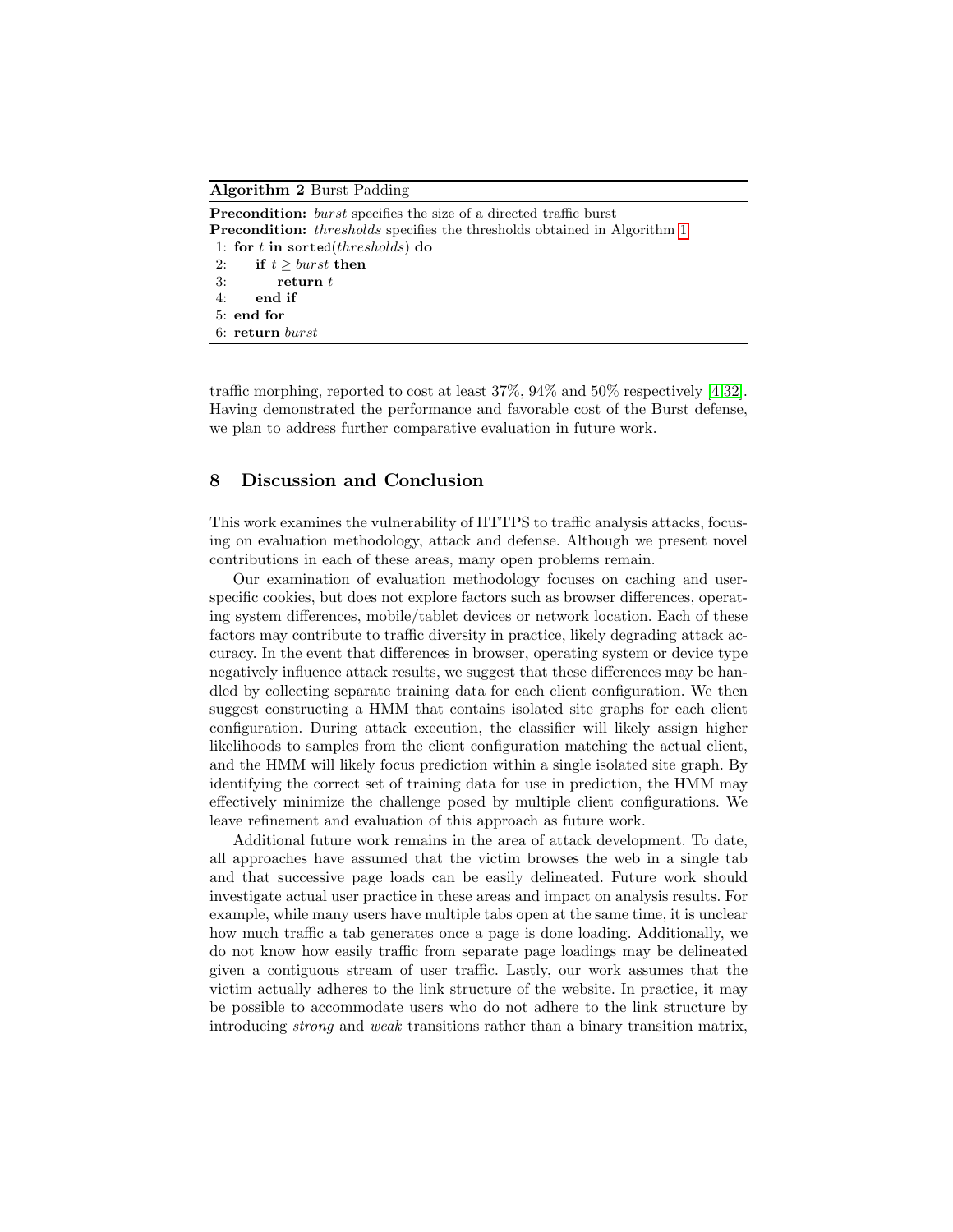**Algorithm 2** Burst Padding

**Precondition:** *burst* specifies the size of a directed traffic burst
**Precondition:** *thresholds* specifies the thresholds obtained in Algorithm 1

```
1: for t in sorted(thresholds) do
2:     if t ≥ burst then
3:         return t
4:     end if
5: end for
6: return burst
```

traffic morphing, reported to cost at least 37%, 94% and 50% respectively [4,32]. Having demonstrated the performance and favorable cost of the Burst defense, we plan to address further comparative evaluation in future work.

## 8 Discussion and Conclusion

This work examines the vulnerability of HTTPS to traffic analysis attacks, focusing on evaluation methodology, attack and defense. Although we present novel contributions in each of these areas, many open problems remain.

Our examination of evaluation methodology focuses on caching and user-specific cookies, but does not explore factors such as browser differences, operating system differences, mobile/tablet devices or network location. Each of these factors may contribute to traffic diversity in practice, likely degrading attack accuracy. In the event that differences in browser, operating system or device type negatively influence attack results, we suggest that these differences may be handled by collecting separate training data for each client configuration. We then suggest constructing a HMM that contains isolated site graphs for each client configuration. During attack execution, the classifier will likely assign higher likelihoods to samples from the client configuration matching the actual client, and the HMM will likely focus prediction within a single isolated site graph. By identifying the correct set of training data for use in prediction, the HMM may effectively minimize the challenge posed by multiple client configurations. We leave refinement and evaluation of this approach as future work.

Additional future work remains in the area of attack development. To date, all approaches have assumed that the victim browses the web in a single tab and that successive page loads can be easily delineated. Future work should investigate actual user practice in these areas and impact on analysis results. For example, while many users have multiple tabs open at the same time, it is unclear how much traffic a tab generates once a page is done loading. Additionally, we do not know how easily traffic from separate page loadings may be delineated given a contiguous stream of user traffic. Lastly, our work assumes that the victim actually adheres to the link structure of the website. In practice, it may be possible to accommodate users who do not adhere to the link structure by introducing *strong* and *weak* transitions rather than a binary transition matrix,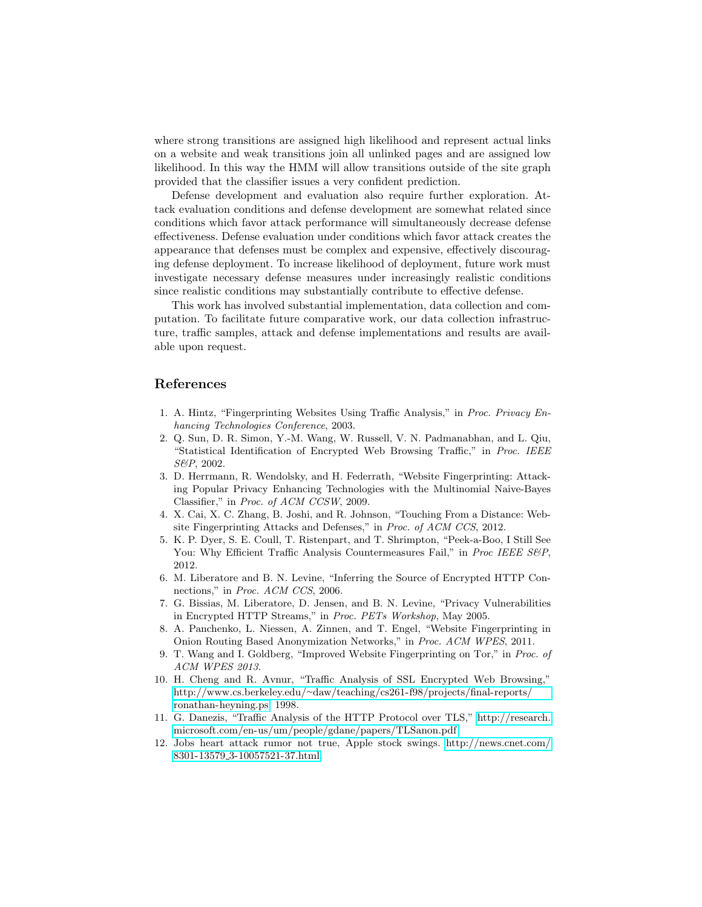where strong transitions are assigned high likelihood and represent actual links on a website and weak transitions join all unlinked pages and are assigned low likelihood. In this way the HMM will allow transitions outside of the site graph provided that the classifier issues a very confident prediction.

Defense development and evaluation also require further exploration. Attack evaluation conditions and defense development are somewhat related since conditions which favor attack performance will simultaneously decrease defense effectiveness. Defense evaluation under conditions which favor attack creates the appearance that defenses must be complex and expensive, effectively discouraging defense deployment. To increase likelihood of deployment, future work must investigate necessary defense measures under increasingly realistic conditions since realistic conditions may substantially contribute to effective defense.

This work has involved substantial implementation, data collection and computation. To facilitate future comparative work, our data collection infrastructure, traffic samples, attack and defense implementations and results are available upon request.

## References

1. A. Hintz, "Fingerprinting Websites Using Traffic Analysis," in *Proc. Privacy Enhancing Technologies Conference*, 2003.
2. Q. Sun, D. R. Simon, Y.-M. Wang, W. Russell, V. N. Padmanabhan, and L. Qiu, "Statistical Identification of Encrypted Web Browsing Traffic," in *Proc. IEEE S&P*, 2002.
3. D. Herrmann, R. Wendolsky, and H. Federrath, "Website Fingerprinting: Attacking Popular Privacy Enhancing Technologies with the Multinomial Naive-Bayes Classifier," in *Proc. of ACM CCSW*, 2009.
4. X. Cai, X. C. Zhang, B. Joshi, and R. Johnson, "Touching From a Distance: Website Fingerprinting Attacks and Defenses," in *Proc. of ACM CCS*, 2012.
5. K. P. Dyer, S. E. Coull, T. Ristenpart, and T. Shrimpton, "Peek-a-Boo, I Still See You: Why Efficient Traffic Analysis Countermeasures Fail," in *Proc IEEE S&P*, 2012.
6. M. Liberatore and B. N. Levine, "Inferring the Source of Encrypted HTTP Connections," in *Proc. ACM CCS*, 2006.
7. G. Bissias, M. Liberatore, D. Jensen, and B. N. Levine, "Privacy Vulnerabilities in Encrypted HTTP Streams," in *Proc. PETs Workshop*, May 2005.
8. A. Panchenko, L. Niessen, A. Zinnen, and T. Engel, "Website Fingerprinting in Onion Routing Based Anonymization Networks," in *Proc. ACM WPES*, 2011.
9. T. Wang and I. Goldberg, "Improved Website Fingerprinting on Tor," in *Proc. of ACM WPES 2013*.
10. H. Cheng and R. Avnur, "Traffic Analysis of SSL Encrypted Web Browsing," http://www.cs.berkeley.edu/~daw/teaching/cs261-f98/projects/final-reports/ronathan-heyning.ps, 1998.
11. G. Danezis, "Traffic Analysis of the HTTP Protocol over TLS," http://research.microsoft.com/en-us/um/people/gdane/papers/TLSanon.pdf
12. Jobs heart attack rumor not true, Apple stock swings. http://news.cnet.com/8301-13579_3-10057521-37.html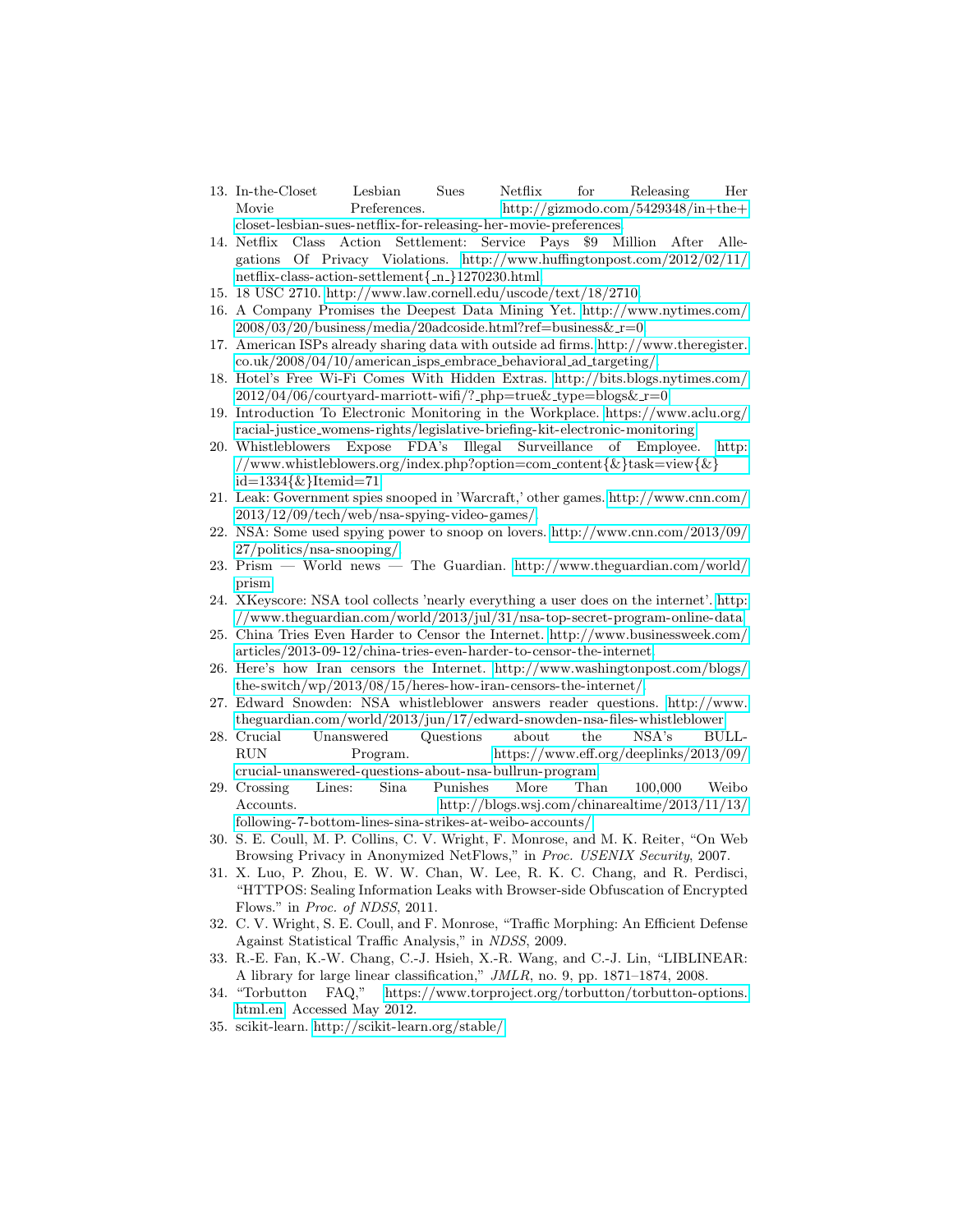13. In-the-Closet Lesbian Sues Netflix for Releasing Her Movie Preferences. http://gizmodo.com/5429348/in+the+closet-lesbian-sues-netflix-for-releasing-her-movie-preferences.
14. Netflix Class Action Settlement: Service Pays $9 Million After Allegations Of Privacy Violations. http://www.huffingtonpost.com/2012/02/11/netflix-class-action-settlement{_n_}1270230.html
15. 18 USC 2710. http://www.law.cornell.edu/uscode/text/18/2710
16. A Company Promises the Deepest Data Mining Yet. http://www.nytimes.com/2008/03/20/business/media/20adcoside.html?ref=business&_r=0
17. American ISPs already sharing data with outside ad firms. http://www.theregister.co.uk/2008/04/10/american_isps_embrace_behavioral_ad_targeting/
18. Hotel's Free Wi-Fi Comes With Hidden Extras. http://bits.blogs.nytimes.com/2012/04/06/courtyard-marriott-wifi/?_php=true&_type=blogs&_r=0
19. Introduction To Electronic Monitoring in the Workplace. https://www.aclu.org/racial-justice_womens-rights/legislative-briefing-kit-electronic-monitoring
20. Whistleblowers Expose FDA's Illegal Surveillance of Employee. http://www.whistleblowers.org/index.php?option=com_content{&}task=view{&}id=1334{&}Itemid=71
21. Leak: Government spies snooped in 'Warcraft,' other games. http://www.cnn.com/2013/12/09/tech/web/nsa-spying-video-games/
22. NSA: Some used spying power to snoop on lovers. http://www.cnn.com/2013/09/27/politics/nsa-snooping/
23. Prism — World news — The Guardian. http://www.theguardian.com/world/prism
24. XKeyscore: NSA tool collects 'nearly everything a user does on the internet'. http://www.theguardian.com/world/2013/jul/31/nsa-top-secret-program-online-data
25. China Tries Even Harder to Censor the Internet. http://www.businessweek.com/articles/2013-09-12/china-tries-even-harder-to-censor-the-internet
26. Here's how Iran censors the Internet. http://www.washingtonpost.com/blogs/the-switch/wp/2013/08/15/heres-how-iran-censors-the-internet/
27. Edward Snowden: NSA whistleblower answers reader questions. http://www.theguardian.com/world/2013/jun/17/edward-snowden-nsa-files-whistleblower
28. Crucial Unanswered Questions about the NSA's BULLRUN Program. https://www.eff.org/deeplinks/2013/09/crucial-unanswered-questions-about-nsa-bullrun-program
29. Crossing Lines: Sina Punishes More Than 100,000 Weibo Accounts. http://blogs.wsj.com/chinarealtime/2013/11/13/following-7-bottom-lines-sina-strikes-at-weibo-accounts/
30. S. E. Coull, M. P. Collins, C. V. Wright, F. Monrose, and M. K. Reiter, "On Web Browsing Privacy in Anonymized NetFlows," in *Proc. USENIX Security*, 2007.
31. X. Luo, P. Zhou, E. W. W. Chan, W. Lee, R. K. C. Chang, and R. Perdisci, "HTTPOS: Sealing Information Leaks with Browser-side Obfuscation of Encrypted Flows." in *Proc. of NDSS*, 2011.
32. C. V. Wright, S. E. Coull, and F. Monrose, "Traffic Morphing: An Efficient Defense Against Statistical Traffic Analysis," in *NDSS*, 2009.
33. R.-E. Fan, K.-W. Chang, C.-J. Hsieh, X.-R. Wang, and C.-J. Lin, "LIBLINEAR: A library for large linear classification," *JMLR*, no. 9, pp. 1871–1874, 2008.
34. "Torbutton FAQ," https://www.torproject.org/torbutton/torbutton-options.html.en. Accessed May 2012.
35. scikit-learn. http://scikit-learn.org/stable/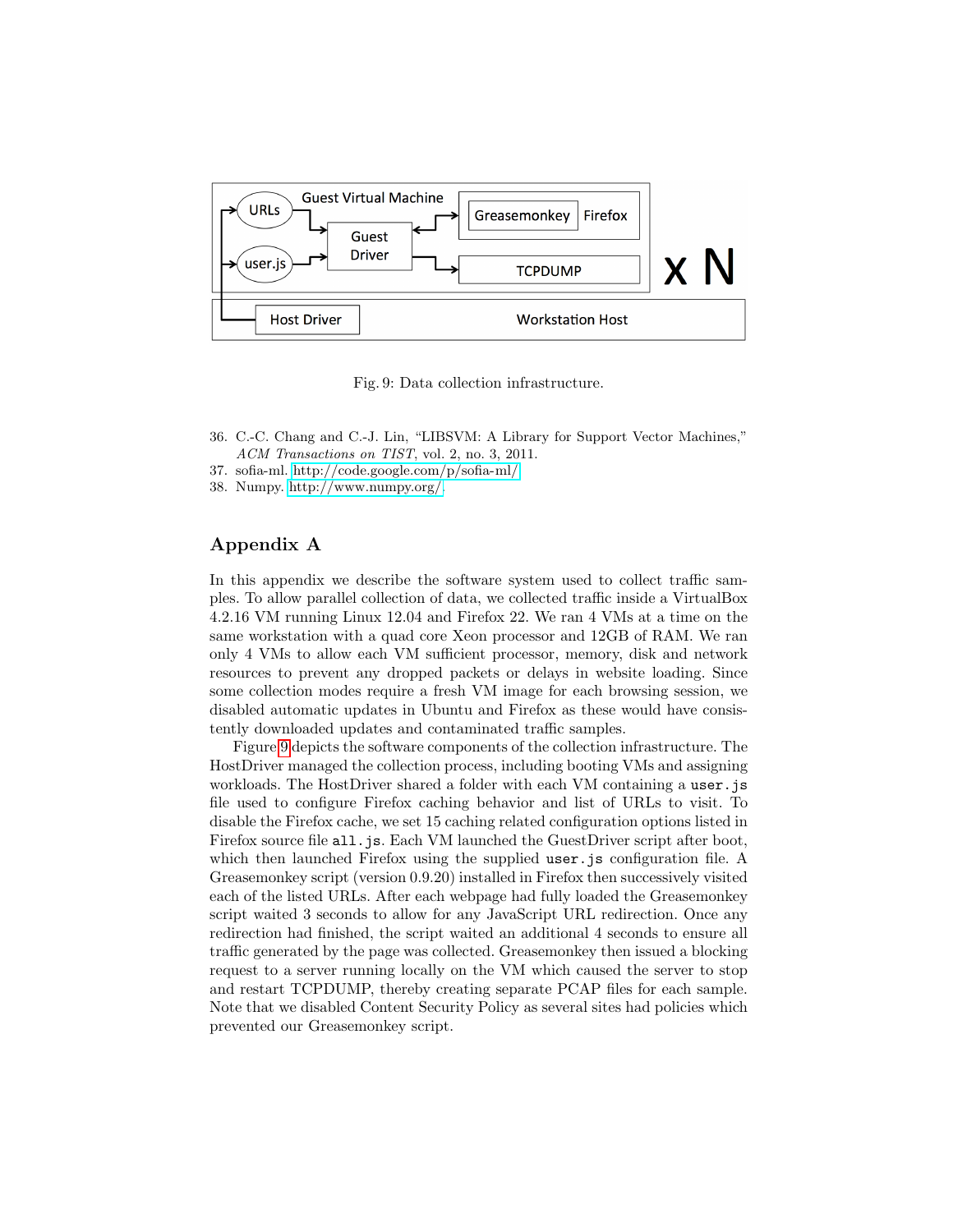Fig. 9: Data collection infrastructure.

36. C.-C. Chang and C.-J. Lin, "LIBSVM: A Library for Support Vector Machines," *ACM Transactions on TIST*, vol. 2, no. 3, 2011.
37. sofia-ml. http://code.google.com/p/sofia-ml/
38. Numpy. http://www.numpy.org/

## Appendix A

In this appendix we describe the software system used to collect traffic samples. To allow parallel collection of data, we collected traffic inside a VirtualBox 4.2.16 VM running Linux 12.04 and Firefox 22. We ran 4 VMs at a time on the same workstation with a quad core Xeon processor and 12GB of RAM. We ran only 4 VMs to allow each VM sufficient processor, memory, disk and network resources to prevent any dropped packets or delays in website loading. Since some collection modes require a fresh VM image for each browsing session, we disabled automatic updates in Ubuntu and Firefox as these would have consistently downloaded updates and contaminated traffic samples.

Figure 9 depicts the software components of the collection infrastructure. The HostDriver managed the collection process, including booting VMs and assigning workloads. The HostDriver shared a folder with each VM containing a `user.js` file used to configure Firefox caching behavior and list of URLs to visit. To disable the Firefox cache, we set 15 caching related configuration options listed in Firefox source file `all.js`. Each VM launched the GuestDriver script after boot, which then launched Firefox using the supplied `user.js` configuration file. A Greasemonkey script (version 0.9.20) installed in Firefox then successively visited each of the listed URLs. After each webpage had fully loaded the Greasemonkey script waited 3 seconds to allow for any JavaScript URL redirection. Once any redirection had finished, the script waited an additional 4 seconds to ensure all traffic generated by the page was collected. Greasemonkey then issued a blocking request to a server running locally on the VM which caused the server to stop and restart TCPDUMP, thereby creating separate PCAP files for each sample. Note that we disabled Content Security Policy as several sites had policies which prevented our Greasemonkey script.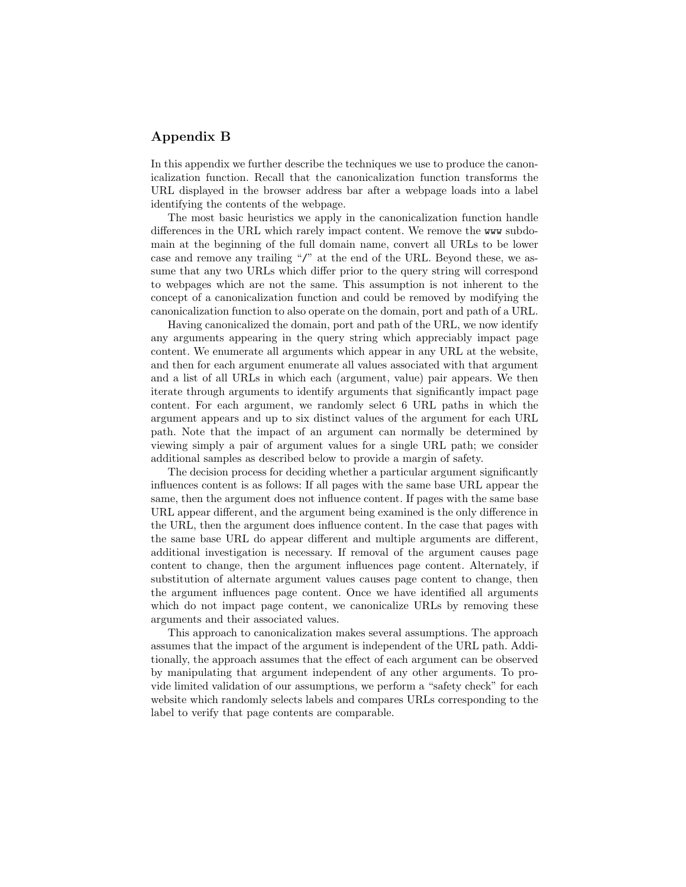## Appendix B

In this appendix we further describe the techniques we use to produce the canonicalization function. Recall that the canonicalization function transforms the URL displayed in the browser address bar after a webpage loads into a label identifying the contents of the webpage.

The most basic heuristics we apply in the canonicalization function handle differences in the URL which rarely impact content. We remove the `www` subdomain at the beginning of the full domain name, convert all URLs to be lower case and remove any trailing "/" at the end of the URL. Beyond these, we assume that any two URLs which differ prior to the query string will correspond to webpages which are not the same. This assumption is not inherent to the concept of a canonicalization function and could be removed by modifying the canonicalization function to also operate on the domain, port and path of a URL.

Having canonicalized the domain, port and path of the URL, we now identify any arguments appearing in the query string which appreciably impact page content. We enumerate all arguments which appear in any URL at the website, and then for each argument enumerate all values associated with that argument and a list of all URLs in which each (argument, value) pair appears. We then iterate through arguments to identify arguments that significantly impact page content. For each argument, we randomly select 6 URL paths in which the argument appears and up to six distinct values of the argument for each URL path. Note that the impact of an argument can normally be determined by viewing simply a pair of argument values for a single URL path; we consider additional samples as described below to provide a margin of safety.

The decision process for deciding whether a particular argument significantly influences content is as follows: If all pages with the same base URL appear the same, then the argument does not influence content. If pages with the same base URL appear different, and the argument being examined is the only difference in the URL, then the argument does influence content. In the case that pages with the same base URL do appear different and multiple arguments are different, additional investigation is necessary. If removal of the argument causes page content to change, then the argument influences page content. Alternately, if substitution of alternate argument values causes page content to change, then the argument influences page content. Once we have identified all arguments which do not impact page content, we canonicalize URLs by removing these arguments and their associated values.

This approach to canonicalization makes several assumptions. The approach assumes that the impact of the argument is independent of the URL path. Additionally, the approach assumes that the effect of each argument can be observed by manipulating that argument independent of any other arguments. To provide limited validation of our assumptions, we perform a "safety check" for each website which randomly selects labels and compares URLs corresponding to the label to verify that page contents are comparable.